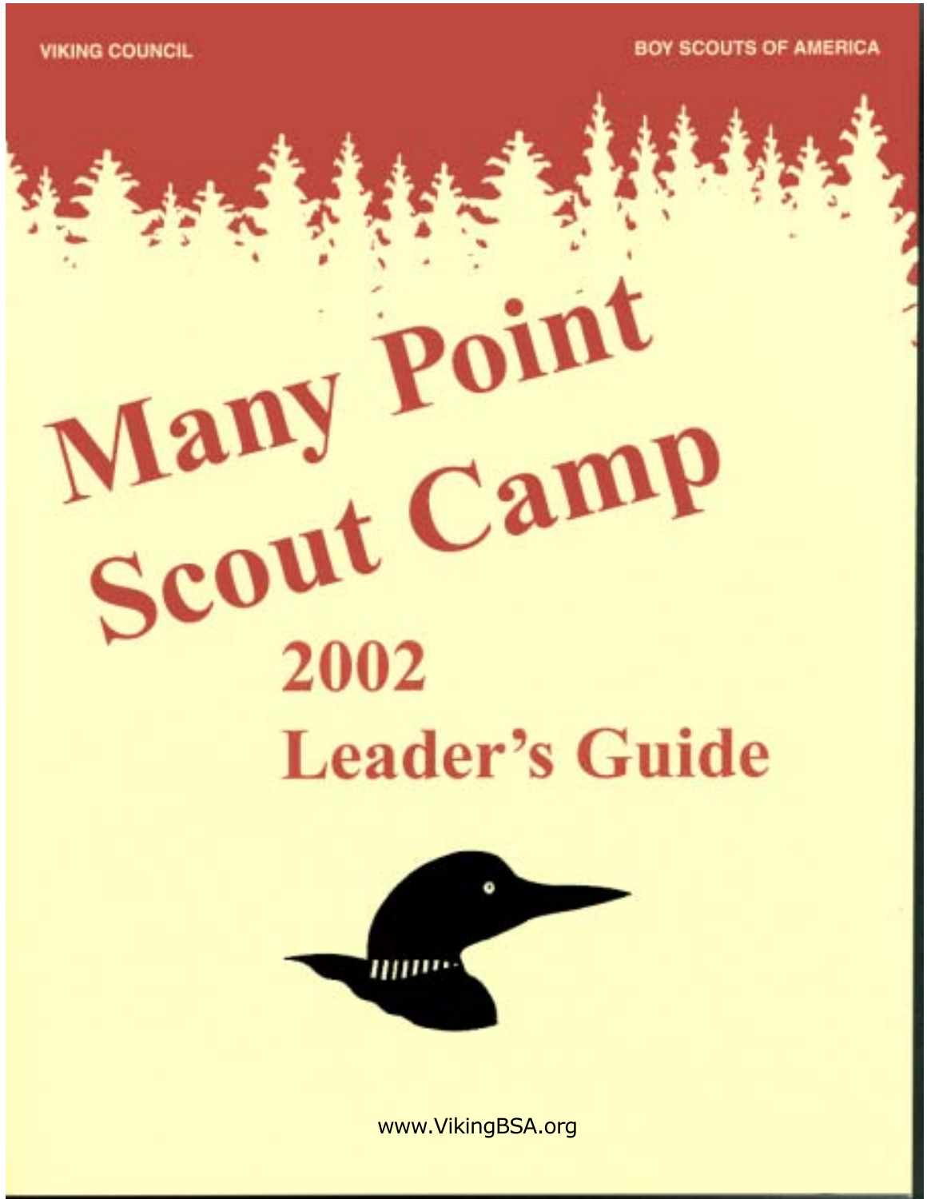VIKING COUNCIL

BOY SCOUTS OF AMERICA

# Many Point Scout Camp

## 2002

## Leader's Guide

www.VikingBSA.org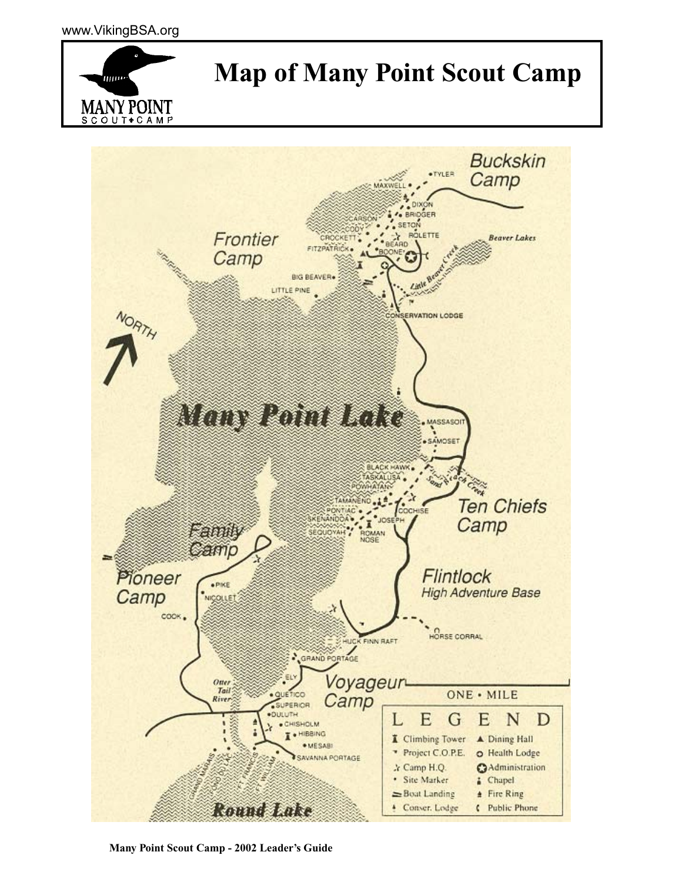# Map of Many Point Scout Camp

MANY POINT SCOUT CAMP

NORTH

**Many Point Lake**

**Round Lake**

**Buckskin Camp**: Tyler, Maxwell, Dixon, Bridger, Carson, Seton, Cody, Rolette, Crockett, Beard, Fitzpatrick, Boone

Beaver Lakes

Little Beaver Creek

**Frontier Camp**: Big Beaver, Little Pine

Conservation Lodge

Massasoit, Samoset

Sand Beach Creek

**Ten Chiefs Camp**: Black Hawk, Taskalusa, Powhatan, Tamanend, Pontiac, Cochise, Skenandoa, Joseph, Sequoyah, Roman Nose

**Family Camp**

**Pioneer Camp**: Pike, Nicollet, Cook

**Flintlock High Adventure Base**

Horse Corral

Huck Finn Raft

Grand Portage

**Voyageur Camp**: Ely, Quetico, Superior, Duluth, Chisholm, Hibbing, Mesabi, Savanna Portage

Otter Tail River

Grand Marais, Lac du Lac, Ft. Francis, Ft. William

ONE • MILE

## LEGEND

| | |
|---|---|
| Climbing Tower | Dining Hall |
| Project C.O.P.E. | Health Lodge |
| Camp H.Q. | Administration |
| Site Marker | Chapel |
| Boat Landing | Fire Ring |
| Conser. Lodge | Public Phone |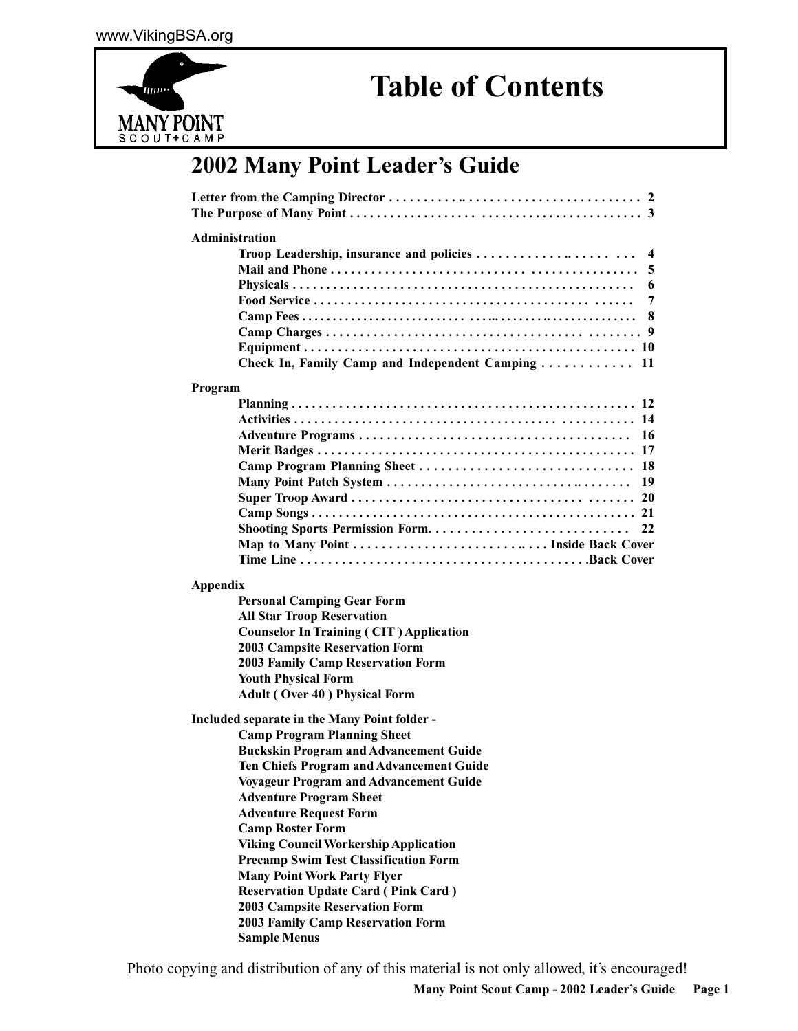# Table of Contents

## 2002 Many Point Leader's Guide

**Letter from the Camping Director** . . . . . . . . . . . . . . . . . . . . . . . . . . . . . . . . . . . . 2
**The Purpose of Many Point** . . . . . . . . . . . . . . . . . . . . . . . . . . . . . . . . . . . . . . . . 3

**Administration**

- **Troop Leadership, insurance and policies** . . . . . . . . . . . . . . . . . . . . . . . 4
- **Mail and Phone** . . . . . . . . . . . . . . . . . . . . . . . . . . . . . . . . . . . . . . . . . . . 5
- **Physicals** . . . . . . . . . . . . . . . . . . . . . . . . . . . . . . . . . . . . . . . . . . . . . . . 6
- **Food Service** . . . . . . . . . . . . . . . . . . . . . . . . . . . . . . . . . . . . . . . . . . . . 7
- **Camp Fees** . . . . . . . . . . . . . . . . . . . . . . . . . . . . . . . . . . . . . . . . . . . . . . 8
- **Camp Charges** . . . . . . . . . . . . . . . . . . . . . . . . . . . . . . . . . . . . . . . . . . . 9
- **Equipment** . . . . . . . . . . . . . . . . . . . . . . . . . . . . . . . . . . . . . . . . . . . . . . 10
- **Check In, Family Camp and Independent Camping** . . . . . . . . . . . . 11

**Program**

- **Planning** . . . . . . . . . . . . . . . . . . . . . . . . . . . . . . . . . . . . . . . . . . . . . . . 12
- **Activities** . . . . . . . . . . . . . . . . . . . . . . . . . . . . . . . . . . . . . . . . . . . . . . 14
- **Adventure Programs** . . . . . . . . . . . . . . . . . . . . . . . . . . . . . . . . . . . . . 16
- **Merit Badges** . . . . . . . . . . . . . . . . . . . . . . . . . . . . . . . . . . . . . . . . . . . 17
- **Camp Program Planning Sheet** . . . . . . . . . . . . . . . . . . . . . . . . . . . . . 18
- **Many Point Patch System** . . . . . . . . . . . . . . . . . . . . . . . . . . . . . . . . . 19
- **Super Troop Award** . . . . . . . . . . . . . . . . . . . . . . . . . . . . . . . . . . . . . . 20
- **Camp Songs** . . . . . . . . . . . . . . . . . . . . . . . . . . . . . . . . . . . . . . . . . . . . 21
- **Shooting Sports Permission Form**. . . . . . . . . . . . . . . . . . . . . . . . . . . 22
- **Map to Many Point** . . . . . . . . . . . . . . . . . . . . . . . . . . . Inside Back Cover
- **Time Line** . . . . . . . . . . . . . . . . . . . . . . . . . . . . . . . . . . . . . . . . . Back Cover

**Appendix**

- **Personal Camping Gear Form**
- **All Star Troop Reservation**
- **Counselor In Training ( CIT ) Application**
- **2003 Campsite Reservation Form**
- **2003 Family Camp Reservation Form**
- **Youth Physical Form**
- **Adult ( Over 40 ) Physical Form**

**Included separate in the Many Point folder -**

- **Camp Program Planning Sheet**
- **Buckskin Program and Advancement Guide**
- **Ten Chiefs Program and Advancement Guide**
- **Voyageur Program and Advancement Guide**
- **Adventure Program Sheet**
- **Adventure Request Form**
- **Camp Roster Form**
- **Viking Council Workership Application**
- **Precamp Swim Test Classification Form**
- **Many Point Work Party Flyer**
- **Reservation Update Card ( Pink Card )**
- **2003 Campsite Reservation Form**
- **2003 Family Camp Reservation Form**
- **Sample Menus**

Photo copying and distribution of any of this material is not only allowed, it's encouraged!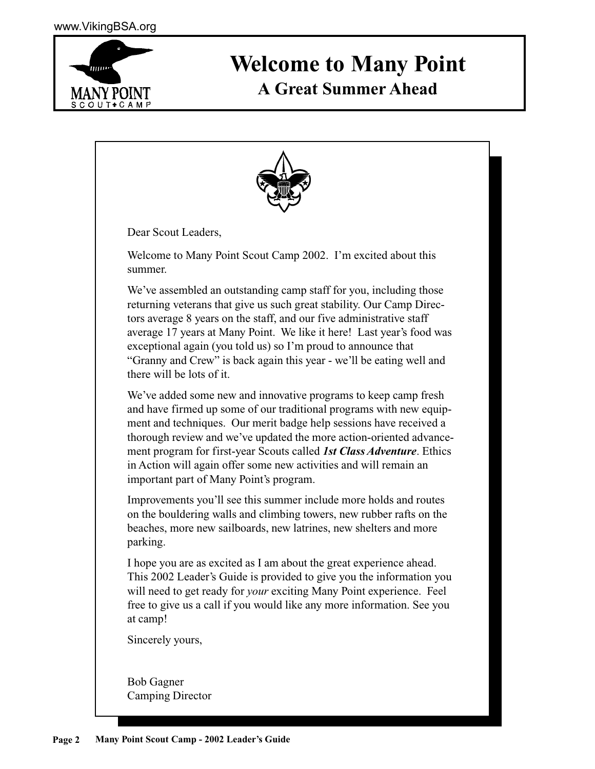# Welcome to Many Point

## A Great Summer Ahead

Dear Scout Leaders,

Welcome to Many Point Scout Camp 2002. I'm excited about this summer.

We've assembled an outstanding camp staff for you, including those returning veterans that give us such great stability. Our Camp Directors average 8 years on the staff, and our five administrative staff average 17 years at Many Point. We like it here! Last year's food was exceptional again (you told us) so I'm proud to announce that "Granny and Crew" is back again this year - we'll be eating well and there will be lots of it.

We've added some new and innovative programs to keep camp fresh and have firmed up some of our traditional programs with new equipment and techniques. Our merit badge help sessions have received a thorough review and we've updated the more action-oriented advancement program for first-year Scouts called ***1st Class Adventure***. Ethics in Action will again offer some new activities and will remain an important part of Many Point's program.

Improvements you'll see this summer include more holds and routes on the bouldering walls and climbing towers, new rubber rafts on the beaches, more new sailboards, new latrines, new shelters and more parking.

I hope you are as excited as I am about the great experience ahead. This 2002 Leader's Guide is provided to give you the information you will need to get ready for *your* exciting Many Point experience. Feel free to give us a call if you would like any more information. See you at camp!

Sincerely yours,

Bob Gagner
Camping Director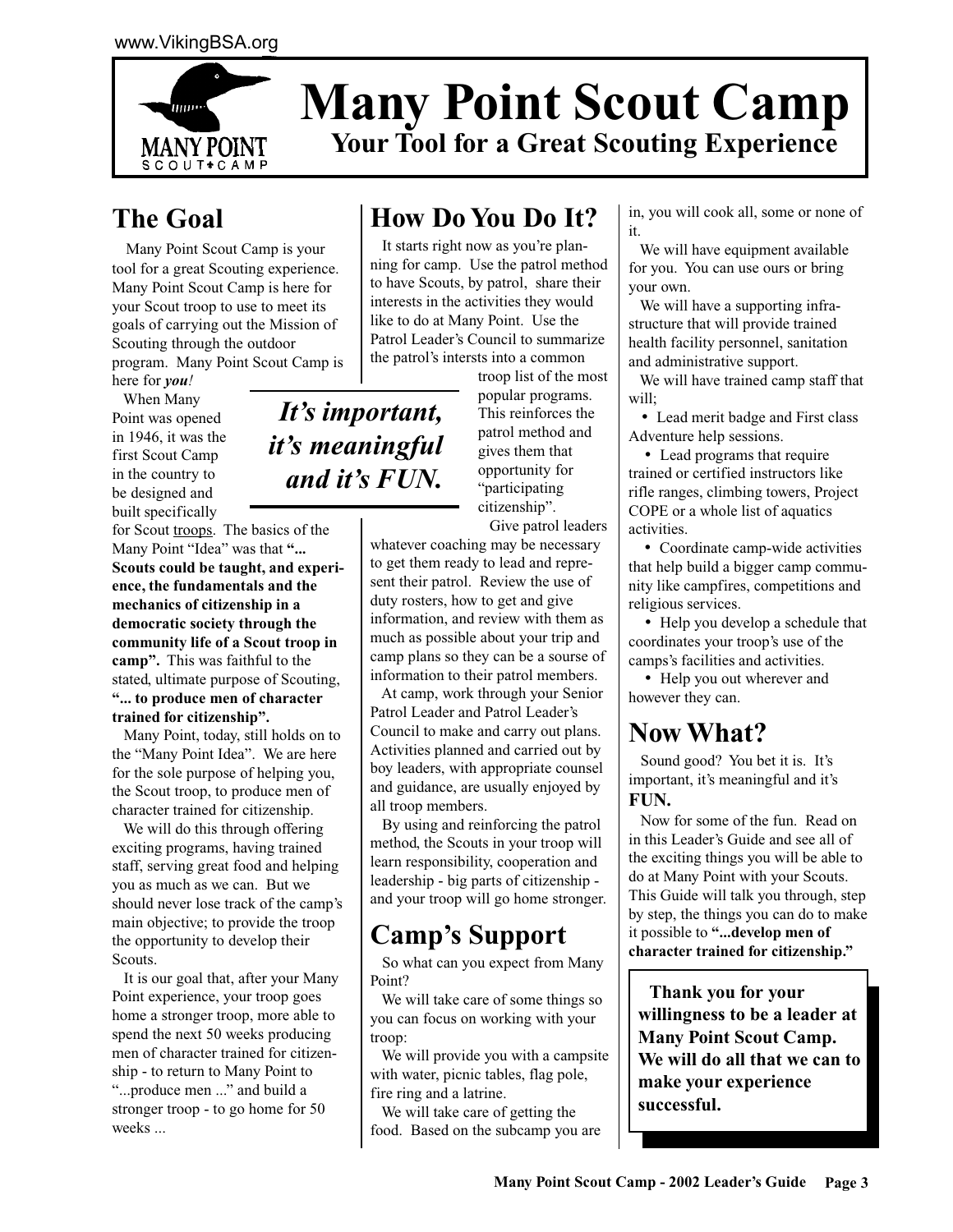# Many Point Scout Camp

**Your Tool for a Great Scouting Experience**

## The Goal

Many Point Scout Camp is your tool for a great Scouting experience. Many Point Scout Camp is here for your Scout troop to use to meet its goals of carrying out the Mission of Scouting through the outdoor program. Many Point Scout Camp is here for ***you!***

When Many Point was opened in 1946, it was the first Scout Camp in the country to be designed and built specifically for Scout troops. The basics of the Many Point "Idea" was that **"... Scouts could be taught, and experience, the fundamentals and the mechanics of citizenship in a democratic society through the community life of a Scout troop in camp".** This was faithful to the stated, ultimate purpose of Scouting, **"... to produce men of character trained for citizenship".**

Many Point, today, still holds on to the "Many Point Idea". We are here for the sole purpose of helping you, the Scout troop, to produce men of character trained for citizenship.

We will do this through offering exciting programs, having trained staff, serving great food and helping you as much as we can. But we should never lose track of the camp's main objective; to provide the troop the opportunity to develop their Scouts.

It is our goal that, after your Many Point experience, your troop goes home a stronger troop, more able to spend the next 50 weeks producing men of character trained for citizenship - to return to Many Point to "...produce men ..." and build a stronger troop - to go home for 50 weeks ...

***It's important, it's meaningful and it's FUN.***

## How Do You Do It?

It starts right now as you're planning for camp. Use the patrol method to have Scouts, by patrol, share their interests in the activities they would like to do at Many Point. Use the Patrol Leader's Council to summarize the patrol's intersts into a common troop list of the most popular programs. This reinforces the patrol method and gives them that opportunity for "participating citizenship".

Give patrol leaders whatever coaching may be necessary to get them ready to lead and represent their patrol. Review the use of duty rosters, how to get and give information, and review with them as much as possible about your trip and camp plans so they can be a sourse of information to their patrol members.

At camp, work through your Senior Patrol Leader and Patrol Leader's Council to make and carry out plans. Activities planned and carried out by boy leaders, with appropriate counsel and guidance, are usually enjoyed by all troop members.

By using and reinforcing the patrol method, the Scouts in your troop will learn responsibility, cooperation and leadership - big parts of citizenship - and your troop will go home stronger.

## Camp's Support

So what can you expect from Many Point?

We will take care of some things so you can focus on working with your troop:

We will provide you with a campsite with water, picnic tables, flag pole, fire ring and a latrine.

We will take care of getting the food. Based on the subcamp you are in, you will cook all, some or none of it.

We will have equipment available for you. You can use ours or bring your own.

We will have a supporting infrastructure that will provide trained health facility personnel, sanitation and administrative support.

We will have trained camp staff that will;

- Lead merit badge and First class Adventure help sessions.
- Lead programs that require trained or certified instructors like rifle ranges, climbing towers, Project COPE or a whole list of aquatics activities.
- Coordinate camp-wide activities that help build a bigger camp community like campfires, competitions and religious services.
- Help you develop a schedule that coordinates your troop's use of the camps's facilities and activities.
- Help you out wherever and however they can.

## Now What?

Sound good? You bet it is. It's important, it's meaningful and it's **FUN.**

Now for some of the fun. Read on in this Leader's Guide and see all of the exciting things you will be able to do at Many Point with your Scouts. This Guide will talk you through, step by step, the things you can do to make it possible to **"...develop men of character trained for citizenship."**

**Thank you for your willingness to be a leader at Many Point Scout Camp. We will do all that we can to make your experience successful.**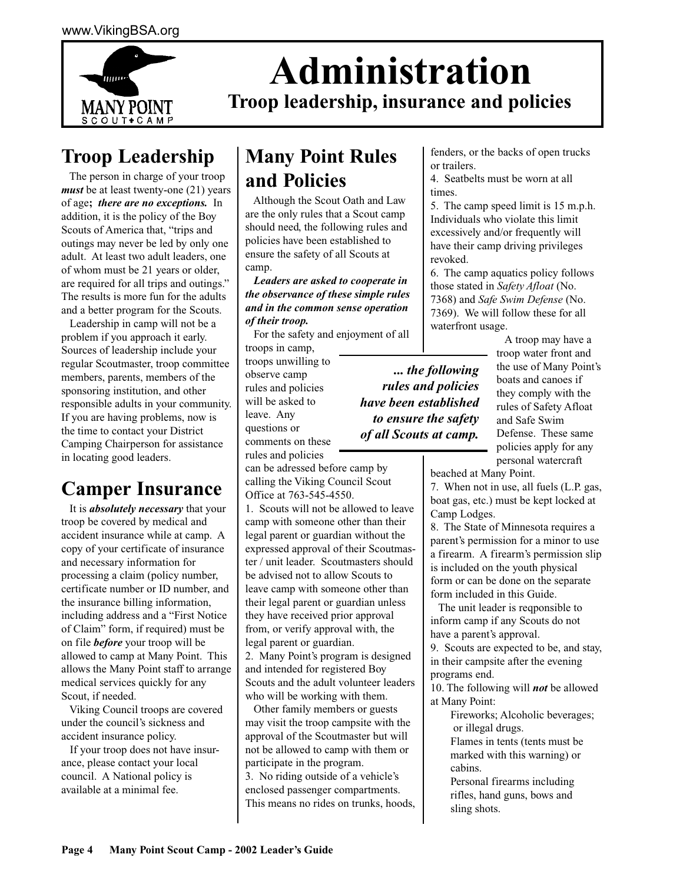# Administration

## Troop leadership, insurance and policies

## Troop Leadership

The person in charge of your troop ***must*** be at least twenty-one (21) years of age**;** ***there are no exceptions.*** In addition, it is the policy of the Boy Scouts of America that, "trips and outings may never be led by only one adult. At least two adult leaders, one of whom must be 21 years or older, are required for all trips and outings." The results is more fun for the adults and a better program for the Scouts.

Leadership in camp will not be a problem if you approach it early. Sources of leadership include your regular Scoutmaster, troop committee members, parents, members of the sponsoring institution, and other responsible adults in your community. If you are having problems, now is the time to contact your District Camping Chairperson for assistance in locating good leaders.

## Camper Insurance

It is ***absolutely necessary*** that your troop be covered by medical and accident insurance while at camp. A copy of your certificate of insurance and necessary information for processing a claim (policy number, certificate number or ID number, and the insurance billing information, including address and a "First Notice of Claim" form, if required) must be on file ***before*** your troop will be allowed to camp at Many Point. This allows the Many Point staff to arrange medical services quickly for any Scout, if needed.

Viking Council troops are covered under the council's sickness and accident insurance policy.

If your troop does not have insurance, please contact your local council. A National policy is available at a minimal fee.

## Many Point Rules and Policies

Although the Scout Oath and Law are the only rules that a Scout camp should need, the following rules and policies have been established to ensure the safety of all Scouts at camp.

***Leaders are asked to cooperate in the observance of these simple rules and in the common sense operation of their troop.***

For the safety and enjoyment of all troops in camp, troops unwilling to observe camp rules and policies will be asked to leave. Any questions or comments on these rules and policies can be adressed before camp by calling the Viking Council Scout Office at 763-545-4550.

> ***... the following rules and policies have been established to ensure the safety of all Scouts at camp.***

1. Scouts will not be allowed to leave camp with someone other than their legal parent or guardian without the expressed approval of their Scoutmaster / unit leader. Scoutmasters should be advised not to allow Scouts to leave camp with someone other than their legal parent or guardian unless they have received prior approval from, or verify approval with, the legal parent or guardian.
2. Many Point's program is designed and intended for registered Boy Scouts and the adult volunteer leaders who will be working with them.

   Other family members or guests may visit the troop campsite with the approval of the Scoutmaster but will not be allowed to camp with them or participate in the program.
3. No riding outside of a vehicle's enclosed passenger compartments. This means no rides on trunks, hoods, fenders, or the backs of open trucks or trailers.
4. Seatbelts must be worn at all times.
5. The camp speed limit is 15 m.p.h. Individuals who violate this limit excessively and/or frequently will have their camp driving privileges revoked.
6. The camp aquatics policy follows those stated in *Safety Afloat* (No. 7368) and *Safe Swim Defense* (No. 7369). We will follow these for all waterfront usage.

   A troop may have a troop water front and the use of Many Point's boats and canoes if they comply with the rules of Safety Afloat and Safe Swim Defense. These same policies apply for any personal watercraft beached at Many Point.
7. When not in use, all fuels (L.P. gas, boat gas, etc.) must be kept locked at Camp Lodges.
8. The State of Minnesota requires a parent's permission for a minor to use a firearm. A firearm's permission slip is included on the youth physical form or can be done on the separate form included in this Guide.

   The unit leader is reqponsible to inform camp if any Scouts do not have a parent's approval.
9. Scouts are expected to be, and stay, in their campsite after the evening programs end.
10. The following will ***not*** be allowed at Many Point:
    - Fireworks; Alcoholic beverages; or illegal drugs.
    - Flames in tents (tents must be marked with this warning) or cabins.
    - Personal firearms including rifles, hand guns, bows and sling shots.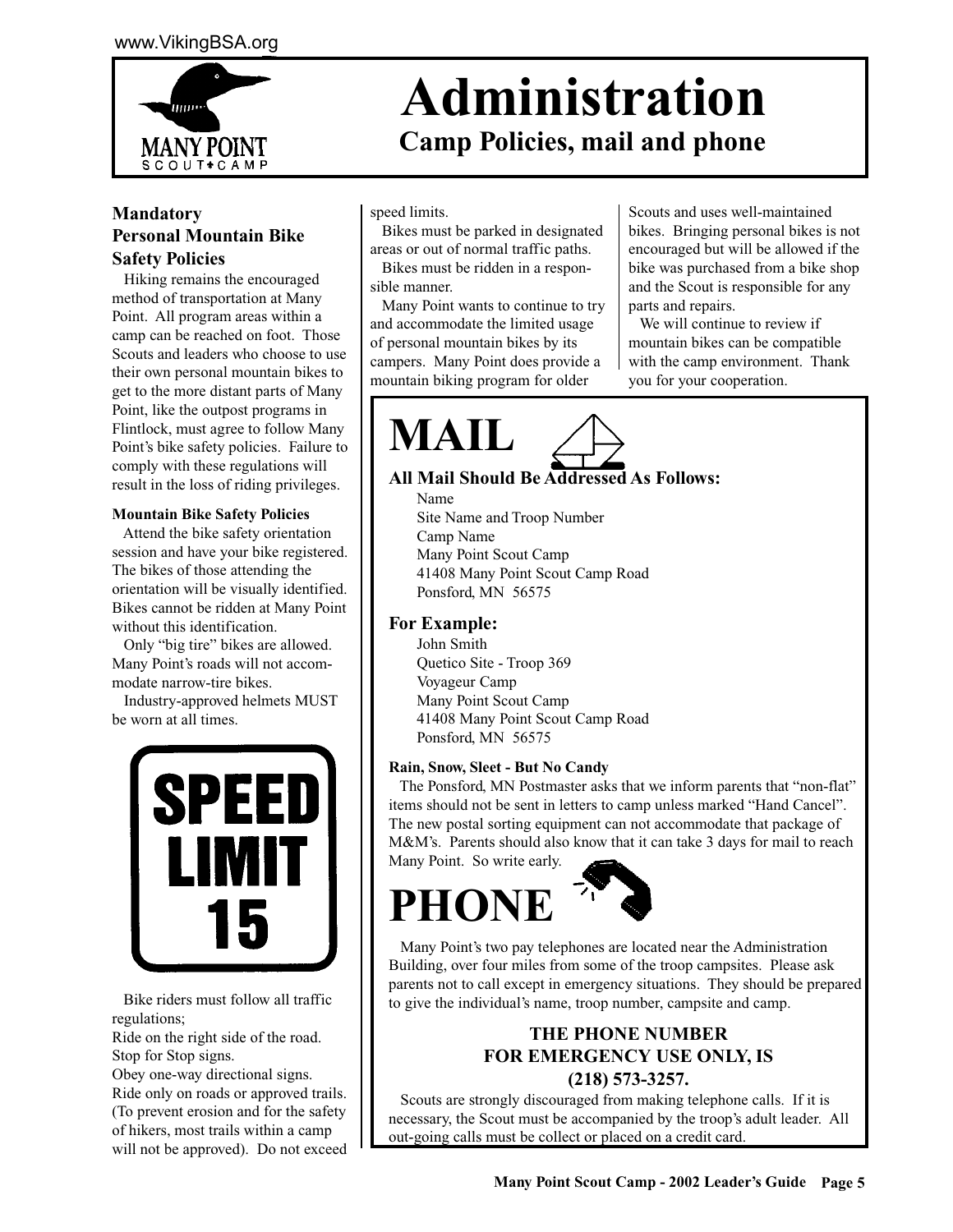# Administration

## Camp Policies, mail and phone

### Mandatory Personal Mountain Bike Safety Policies

Hiking remains the encouraged method of transportation at Many Point. All program areas within a camp can be reached on foot. Those Scouts and leaders who choose to use their own personal mountain bikes to get to the more distant parts of Many Point, like the outpost programs in Flintlock, must agree to follow Many Point's bike safety policies. Failure to comply with these regulations will result in the loss of riding privileges.

**Mountain Bike Safety Policies**

Attend the bike safety orientation session and have your bike registered. The bikes of those attending the orientation will be visually identified. Bikes cannot be ridden at Many Point without this identification.

Only "big tire" bikes are allowed. Many Point's roads will not accommodate narrow-tire bikes.

Industry-approved helmets MUST be worn at all times.

SPEED LIMIT 15

Bike riders must follow all traffic regulations;
Ride on the right side of the road.
Stop for Stop signs.
Obey one-way directional signs.
Ride only on roads or approved trails. (To prevent erosion and for the safety of hikers, most trails within a camp will not be approved). Do not exceed speed limits.

Bikes must be parked in designated areas or out of normal traffic paths.

Bikes must be ridden in a responsible manner.

Many Point wants to continue to try and accommodate the limited usage of personal mountain bikes by its campers. Many Point does provide a mountain biking program for older Scouts and uses well-maintained bikes. Bringing personal bikes is not encouraged but will be allowed if the bike was purchased from a bike shop and the Scout is responsible for any parts and repairs.

We will continue to review if mountain bikes can be compatible with the camp environment. Thank you for your cooperation.

## MAIL

### All Mail Should Be Addressed As Follows:

Name
Site Name and Troop Number
Camp Name
Many Point Scout Camp
41408 Many Point Scout Camp Road
Ponsford, MN 56575

### For Example:

John Smith
Quetico Site - Troop 369
Voyageur Camp
Many Point Scout Camp
41408 Many Point Scout Camp Road
Ponsford, MN 56575

**Rain, Snow, Sleet - But No Candy**

The Ponsford, MN Postmaster asks that we inform parents that "non-flat" items should not be sent in letters to camp unless marked "Hand Cancel". The new postal sorting equipment can not accommodate that package of M&M's. Parents should also know that it can take 3 days for mail to reach Many Point. So write early.

## PHONE

Many Point's two pay telephones are located near the Administration Building, over four miles from some of the troop campsites. Please ask parents not to call except in emergency situations. They should be prepared to give the individual's name, troop number, campsite and camp.

**THE PHONE NUMBER FOR EMERGENCY USE ONLY, IS (218) 573-3257.**

Scouts are strongly discouraged from making telephone calls. If it is necessary, the Scout must be accompanied by the troop's adult leader. All out-going calls must be collect or placed on a credit card.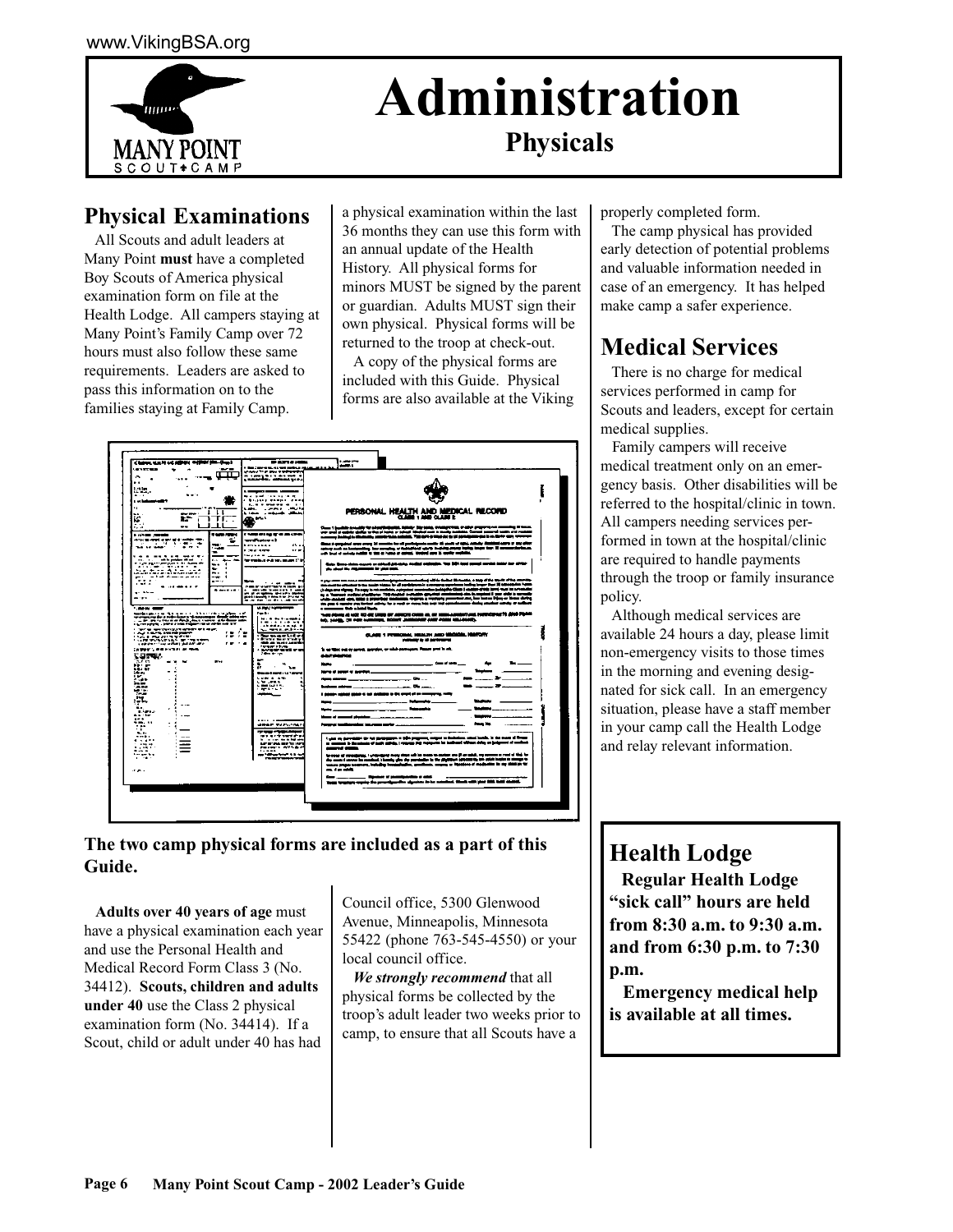# Administration

## Physicals

## Physical Examinations

All Scouts and adult leaders at Many Point **must** have a completed Boy Scouts of America physical examination form on file at the Health Lodge. All campers staying at Many Point's Family Camp over 72 hours must also follow these same requirements. Leaders are asked to pass this information on to the families staying at Family Camp.

**The two camp physical forms are included as a part of this Guide.**

**Adults over 40 years of age** must have a physical examination each year and use the Personal Health and Medical Record Form Class 3 (No. 34412). **Scouts, children and adults under 40** use the Class 2 physical examination form (No. 34414). If a Scout, child or adult under 40 has had a physical examination within the last 36 months they can use this form with an annual update of the Health History. All physical forms for minors MUST be signed by the parent or guardian. Adults MUST sign their own physical. Physical forms will be returned to the troop at check-out.

A copy of the physical forms are included with this Guide. Physical forms are also available at the Viking Council office, 5300 Glenwood Avenue, Minneapolis, Minnesota 55422 (phone 763-545-4550) or your local council office.

***We strongly recommend*** that all physical forms be collected by the troop's adult leader two weeks prior to camp, to ensure that all Scouts have a properly completed form.

The camp physical has provided early detection of potential problems and valuable information needed in case of an emergency. It has helped make camp a safer experience.

## Medical Services

There is no charge for medical services performed in camp for Scouts and leaders, except for certain medical supplies.

Family campers will receive medical treatment only on an emergency basis. Other disabilities will be referred to the hospital/clinic in town. All campers needing services performed in town at the hospital/clinic are required to handle payments through the troop or family insurance policy.

Although medical services are available 24 hours a day, please limit non-emergency visits to those times in the morning and evening designated for sick call. In an emergency situation, please have a staff member in your camp call the Health Lodge and relay relevant information.

## Health Lodge

**Regular Health Lodge "sick call" hours are held from 8:30 a.m. to 9:30 a.m. and from 6:30 p.m. to 7:30 p.m.**

**Emergency medical help is available at all times.**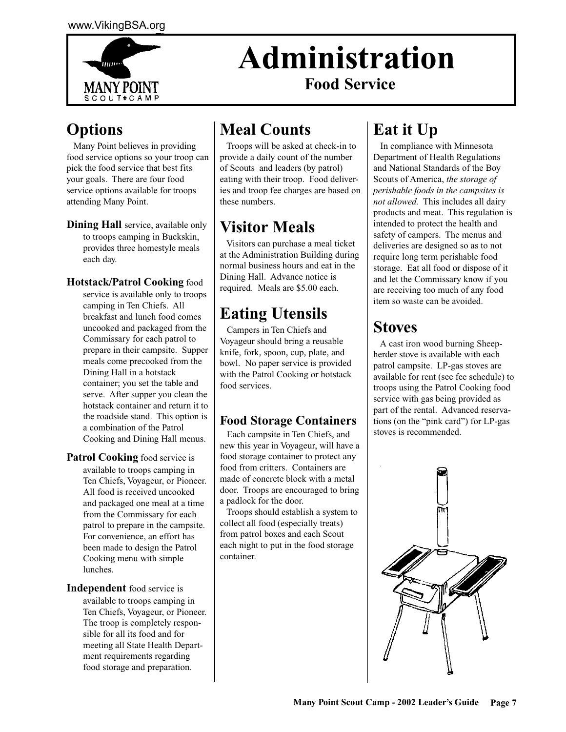# Administration

## Food Service

## Options

Many Point believes in providing food service options so your troop can pick the food service that best fits your goals. There are four food service options available for troops attending Many Point.

**Dining Hall** service, available only to troops camping in Buckskin, provides three homestyle meals each day.

**Hotstack/Patrol Cooking** food service is available only to troops camping in Ten Chiefs. All breakfast and lunch food comes uncooked and packaged from the Commissary for each patrol to prepare in their campsite. Supper meals come precooked from the Dining Hall in a hotstack container; you set the table and serve. After supper you clean the hotstack container and return it to the roadside stand. This option is a combination of the Patrol Cooking and Dining Hall menus.

**Patrol Cooking** food service is available to troops camping in Ten Chiefs, Voyageur, or Pioneer. All food is received uncooked and packaged one meal at a time from the Commissary for each patrol to prepare in the campsite. For convenience, an effort has been made to design the Patrol Cooking menu with simple lunches.

**Independent** food service is available to troops camping in Ten Chiefs, Voyageur, or Pioneer. The troop is completely responsible for all its food and for meeting all State Health Department requirements regarding food storage and preparation.

## Meal Counts

Troops will be asked at check-in to provide a daily count of the number of Scouts and leaders (by patrol) eating with their troop. Food deliveries and troop fee charges are based on these numbers.

## Visitor Meals

Visitors can purchase a meal ticket at the Administration Building during normal business hours and eat in the Dining Hall. Advance notice is required. Meals are $5.00 each.

## Eating Utensils

Campers in Ten Chiefs and Voyageur should bring a reusable knife, fork, spoon, cup, plate, and bowl. No paper service is provided with the Patrol Cooking or hotstack food services.

### Food Storage Containers

Each campsite in Ten Chiefs, and new this year in Voyageur, will have a food storage container to protect any food from critters. Containers are made of concrete block with a metal door. Troops are encouraged to bring a padlock for the door.

Troops should establish a system to collect all food (especially treats) from patrol boxes and each Scout each night to put in the food storage container.

## Eat it Up

In compliance with Minnesota Department of Health Regulations and National Standards of the Boy Scouts of America, *the storage of perishable foods in the campsites is not allowed.* This includes all dairy products and meat. This regulation is intended to protect the health and safety of campers. The menus and deliveries are designed so as to not require long term perishable food storage. Eat all food or dispose of it and let the Commissary know if you are receiving too much of any food item so waste can be avoided.

## Stoves

A cast iron wood burning Sheepherder stove is available with each patrol campsite. LP-gas stoves are available for rent (see fee schedule) to troops using the Patrol Cooking food service with gas being provided as part of the rental. Advanced reservations (on the "pink card") for LP-gas stoves is recommended.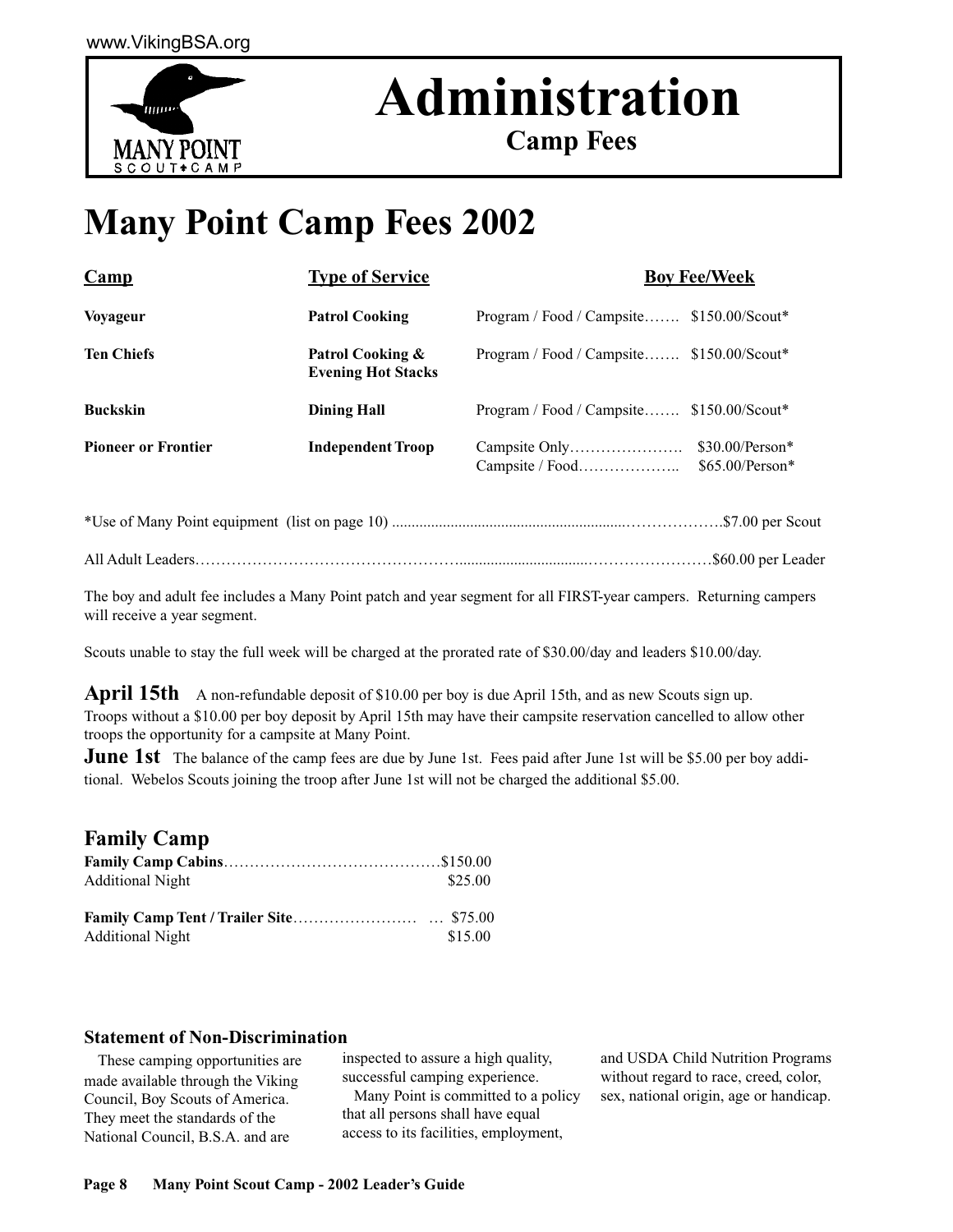# Administration

**Camp Fees**

# Many Point Camp Fees 2002

| Camp | Type of Service | | Boy Fee/Week |
|---|---|---|---|
| **Voyageur** | **Patrol Cooking** | Program / Food / Campsite | $150.00/Scout* |
| **Ten Chiefs** | **Patrol Cooking & Evening Hot Stacks** | Program / Food / Campsite | $150.00/Scout* |
| **Buckskin** | **Dining Hall** | Program / Food / Campsite | $150.00/Scout* |
| **Pioneer or Frontier** | **Independent Troop** | Campsite Only<br>Campsite / Food | $30.00/Person*<br>$65.00/Person* |

*Use of Many Point equipment (list on page 10) .....$7.00 per Scout

All Adult Leaders.....$60.00 per Leader

The boy and adult fee includes a Many Point patch and year segment for all FIRST-year campers. Returning campers will receive a year segment.

Scouts unable to stay the full week will be charged at the prorated rate of $30.00/day and leaders $10.00/day.

**April 15th** A non-refundable deposit of $10.00 per boy is due April 15th, and as new Scouts sign up. Troops without a $10.00 per boy deposit by April 15th may have their campsite reservation cancelled to allow other troops the opportunity for a campsite at Many Point.

**June 1st** The balance of the camp fees are due by June 1st. Fees paid after June 1st will be $5.00 per boy additional. Webelos Scouts joining the troop after June 1st will not be charged the additional $5.00.

## Family Camp

| | |
|---|---|
| **Family Camp Cabins** | $150.00 |
| Additional Night | $25.00 |
| **Family Camp Tent / Trailer Site** | $75.00 |
| Additional Night | $15.00 |

### Statement of Non-Discrimination

These camping opportunities are made available through the Viking Council, Boy Scouts of America. They meet the standards of the National Council, B.S.A. and are inspected to assure a high quality, successful camping experience.

Many Point is committed to a policy that all persons shall have equal access to its facilities, employment, and USDA Child Nutrition Programs without regard to race, creed, color, sex, national origin, age or handicap.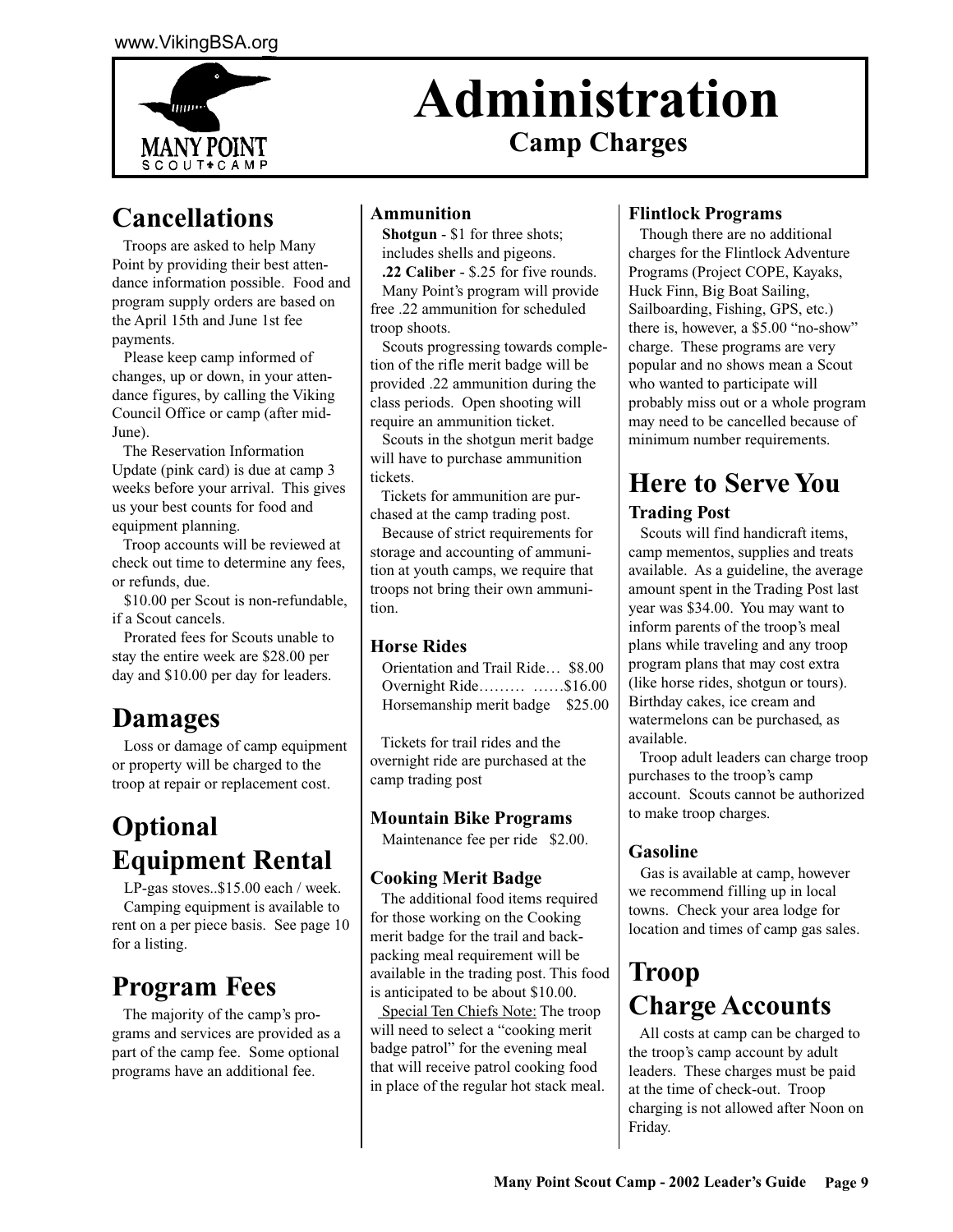# Administration

## Camp Charges

## Cancellations

Troops are asked to help Many Point by providing their best attendance information possible. Food and program supply orders are based on the April 15th and June 1st fee payments.

Please keep camp informed of changes, up or down, in your attendance figures, by calling the Viking Council Office or camp (after mid-June).

The Reservation Information Update (pink card) is due at camp 3 weeks before your arrival. This gives us your best counts for food and equipment planning.

Troop accounts will be reviewed at check out time to determine any fees, or refunds, due.

$10.00 per Scout is non-refundable, if a Scout cancels.

Prorated fees for Scouts unable to stay the entire week are $28.00 per day and $10.00 per day for leaders.

## Damages

Loss or damage of camp equipment or property will be charged to the troop at repair or replacement cost.

## Optional Equipment Rental

LP-gas stoves..$15.00 each / week.

Camping equipment is available to rent on a per piece basis. See page 10 for a listing.

## Program Fees

The majority of the camp's programs and services are provided as a part of the camp fee. Some optional programs have an additional fee.

### Ammunition

**Shotgun** - $1 for three shots; includes shells and pigeons.

**.22 Caliber** - $.25 for five rounds.

Many Point's program will provide free .22 ammunition for scheduled troop shoots.

Scouts progressing towards completion of the rifle merit badge will be provided .22 ammunition during the class periods. Open shooting will require an ammunition ticket.

Scouts in the shotgun merit badge will have to purchase ammunition tickets.

Tickets for ammunition are purchased at the camp trading post.

Because of strict requirements for storage and accounting of ammunition at youth camps, we require that troops not bring their own ammunition.

### Horse Rides

Orientation and Trail Ride… $8.00
Overnight Ride……… ……$16.00
Horsemanship merit badge $25.00

Tickets for trail rides and the overnight ride are purchased at the camp trading post

### Mountain Bike Programs

Maintenance fee per ride $2.00.

### Cooking Merit Badge

The additional food items required for those working on the Cooking merit badge for the trail and backpacking meal requirement will be available in the trading post. This food is anticipated to be about $10.00.

Special Ten Chiefs Note: The troop will need to select a "cooking merit badge patrol" for the evening meal that will receive patrol cooking food in place of the regular hot stack meal.

### Flintlock Programs

Though there are no additional charges for the Flintlock Adventure Programs (Project COPE, Kayaks, Huck Finn, Big Boat Sailing, Sailboarding, Fishing, GPS, etc.) there is, however, a $5.00 "no-show" charge. These programs are very popular and no shows mean a Scout who wanted to participate will probably miss out or a whole program may need to be cancelled because of minimum number requirements.

## Here to Serve You

### Trading Post

Scouts will find handicraft items, camp mementos, supplies and treats available. As a guideline, the average amount spent in the Trading Post last year was $34.00. You may want to inform parents of the troop's meal plans while traveling and any troop program plans that may cost extra (like horse rides, shotgun or tours). Birthday cakes, ice cream and watermelons can be purchased, as available.

Troop adult leaders can charge troop purchases to the troop's camp account. Scouts cannot be authorized to make troop charges.

### Gasoline

Gas is available at camp, however we recommend filling up in local towns. Check your area lodge for location and times of camp gas sales.

## Troop Charge Accounts

All costs at camp can be charged to the troop's camp account by adult leaders. These charges must be paid at the time of check-out. Troop charging is not allowed after Noon on Friday.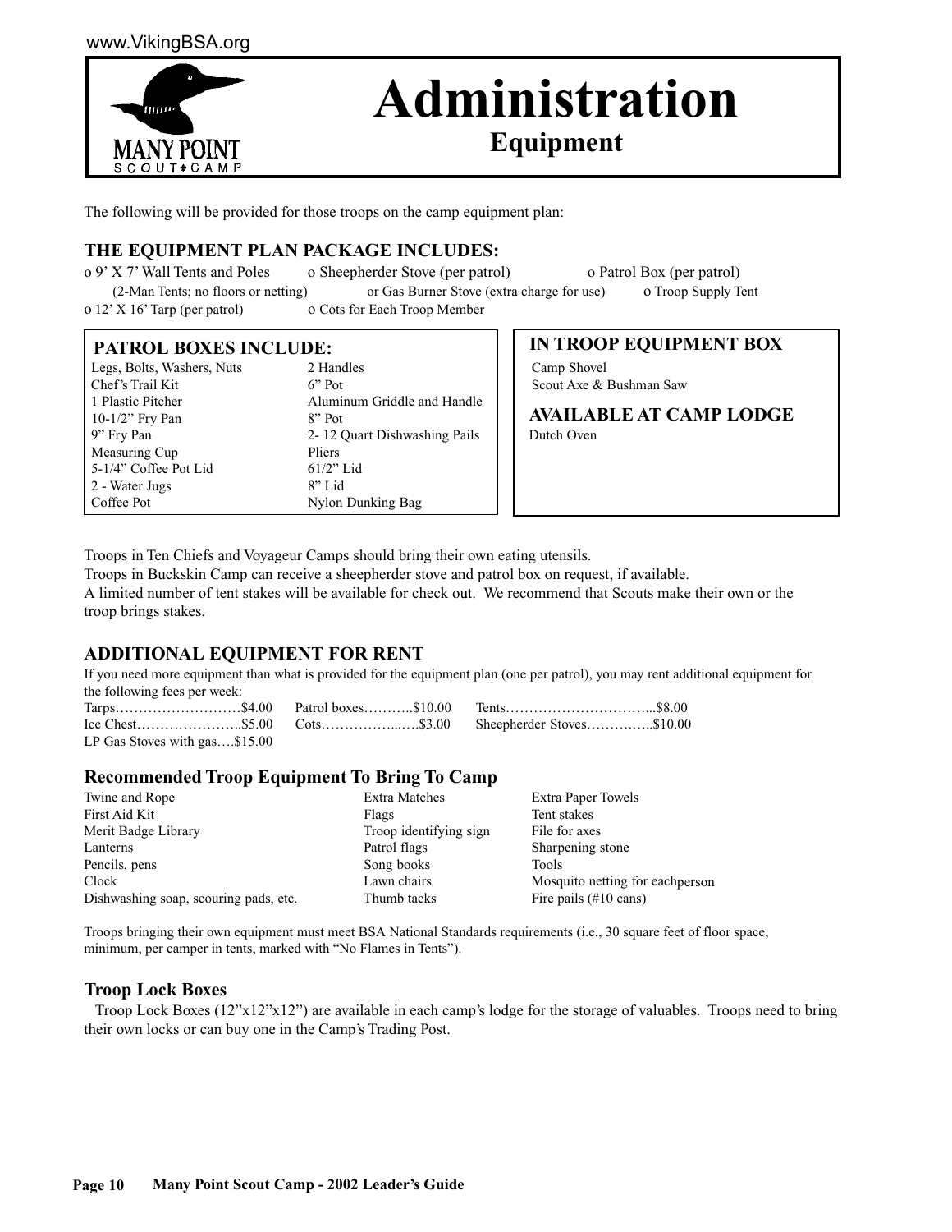# Administration

## Equipment

The following will be provided for those troops on the camp equipment plan:

### THE EQUIPMENT PLAN PACKAGE INCLUDES:

- o 9' X 7' Wall Tents and Poles (2-Man Tents; no floors or netting)
- o Sheepherder Stove (per patrol) or Gas Burner Stove (extra charge for use)
- o Patrol Box (per patrol)
- o Troop Supply Tent
- o 12' X 16' Tarp (per patrol)
- o Cots for Each Troop Member

### PATROL BOXES INCLUDE:

| | |
|---|---|
| Legs, Bolts, Washers, Nuts | 2 Handles |
| Chef's Trail Kit | 6" Pot |
| 1 Plastic Pitcher | Aluminum Griddle and Handle |
| 10-1/2" Fry Pan | 8" Pot |
| 9" Fry Pan | 2- 12 Quart Dishwashing Pails |
| Measuring Cup | Pliers |
| 5-1/4" Coffee Pot Lid | 61/2" Lid |
| 2 - Water Jugs | 8" Lid |
| Coffee Pot | Nylon Dunking Bag |

### IN TROOP EQUIPMENT BOX

Camp Shovel
Scout Axe & Bushman Saw

### AVAILABLE AT CAMP LODGE

Dutch Oven

Troops in Ten Chiefs and Voyageur Camps should bring their own eating utensils.
Troops in Buckskin Camp can receive a sheepherder stove and patrol box on request, if available.
A limited number of tent stakes will be available for check out. We recommend that Scouts make their own or the troop brings stakes.

### ADDITIONAL EQUIPMENT FOR RENT

If you need more equipment than what is provided for the equipment plan (one per patrol), you may rent additional equipment for the following fees per week:

| | | |
|---|---|---|
| Tarps……………………… $4.00 | Patrol boxes……….. $10.00 | Tents…………………………... $8.00 |
| Ice Chest………………….. $5.00 | Cots……………...…. $3.00 | Sheepherder Stoves………….. $10.00 |
| LP Gas Stoves with gas…. $15.00 | | |

### Recommended Troop Equipment To Bring To Camp

| | | |
|---|---|---|
| Twine and Rope | Extra Matches | Extra Paper Towels |
| First Aid Kit | Flags | Tent stakes |
| Merit Badge Library | Troop identifying sign | File for axes |
| Lanterns | Patrol flags | Sharpening stone |
| Pencils, pens | Song books | Tools |
| Clock | Lawn chairs | Mosquito netting for eachperson |
| Dishwashing soap, scouring pads, etc. | Thumb tacks | Fire pails (#10 cans) |

Troops bringing their own equipment must meet BSA National Standards requirements (i.e., 30 square feet of floor space, minimum, per camper in tents, marked with "No Flames in Tents").

### Troop Lock Boxes

Troop Lock Boxes (12"x12"x12") are available in each camp's lodge for the storage of valuables. Troops need to bring their own locks or can buy one in the Camp's Trading Post.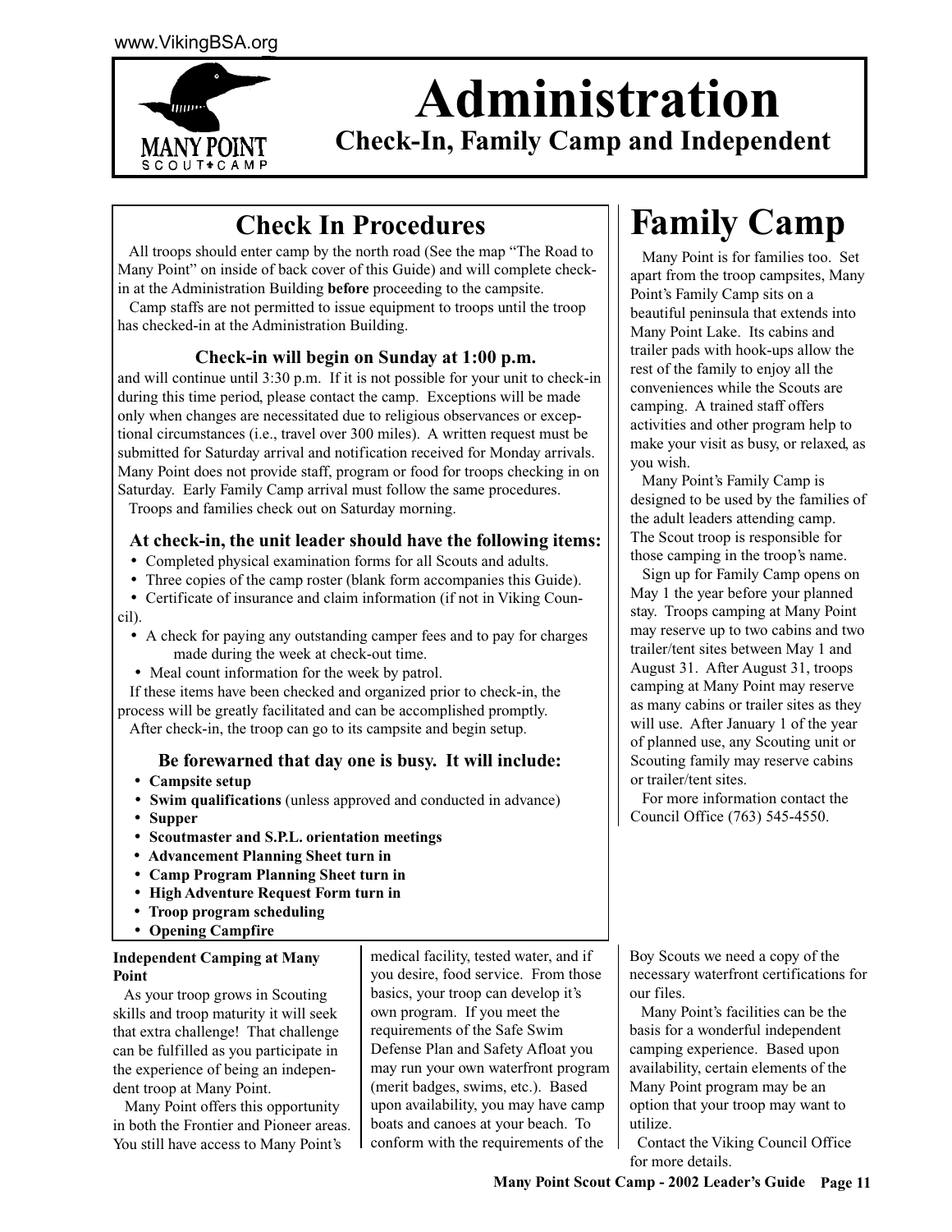# Administration

## Check-In, Family Camp and Independent

## Check In Procedures

All troops should enter camp by the north road (See the map "The Road to Many Point" on inside of back cover of this Guide) and will complete check-in at the Administration Building **before** proceeding to the campsite.

Camp staffs are not permitted to issue equipment to troops until the troop has checked-in at the Administration Building.

**Check-in will begin on Sunday at 1:00 p.m.** and will continue until 3:30 p.m. If it is not possible for your unit to check-in during this time period, please contact the camp. Exceptions will be made only when changes are necessitated due to religious observances or exceptional circumstances (i.e., travel over 300 miles). A written request must be submitted for Saturday arrival and notification received for Monday arrivals. Many Point does not provide staff, program or food for troops checking in on Saturday. Early Family Camp arrival must follow the same procedures.

Troops and families check out on Saturday morning.

### At check-in, the unit leader should have the following items:

- Completed physical examination forms for all Scouts and adults.
- Three copies of the camp roster (blank form accompanies this Guide).
- Certificate of insurance and claim information (if not in Viking Council).
- A check for paying any outstanding camper fees and to pay for charges made during the week at check-out time.
- Meal count information for the week by patrol.

If these items have been checked and organized prior to check-in, the process will be greatly facilitated and can be accomplished promptly.

After check-in, the troop can go to its campsite and begin setup.

### Be forewarned that day one is busy. It will include:

- **Campsite setup**
- **Swim qualifications** (unless approved and conducted in advance)
- **Supper**
- **Scoutmaster and S.P.L. orientation meetings**
- **Advancement Planning Sheet turn in**
- **Camp Program Planning Sheet turn in**
- **High Adventure Request Form turn in**
- **Troop program scheduling**
- **Opening Campfire**

## Family Camp

Many Point is for families too. Set apart from the troop campsites, Many Point's Family Camp sits on a beautiful peninsula that extends into Many Point Lake. Its cabins and trailer pads with hook-ups allow the rest of the family to enjoy all the conveniences while the Scouts are camping. A trained staff offers activities and other program help to make your visit as busy, or relaxed, as you wish.

Many Point's Family Camp is designed to be used by the families of the adult leaders attending camp. The Scout troop is responsible for those camping in the troop's name.

Sign up for Family Camp opens on May 1 the year before your planned stay. Troops camping at Many Point may reserve up to two cabins and two trailer/tent sites between May 1 and August 31. After August 31, troops camping at Many Point may reserve as many cabins or trailer sites as they will use. After January 1 of the year of planned use, any Scouting unit or Scouting family may reserve cabins or trailer/tent sites.

For more information contact the Council Office (763) 545-4550.

### Independent Camping at Many Point

As your troop grows in Scouting skills and troop maturity it will seek that extra challenge! That challenge can be fulfilled as you participate in the experience of being an independent troop at Many Point.

Many Point offers this opportunity in both the Frontier and Pioneer areas. You still have access to Many Point's medical facility, tested water, and if you desire, food service. From those basics, your troop can develop it's own program. If you meet the requirements of the Safe Swim Defense Plan and Safety Afloat you may run your own waterfront program (merit badges, swims, etc.). Based upon availability, you may have camp boats and canoes at your beach. To conform with the requirements of the Boy Scouts we need a copy of the necessary waterfront certifications for our files.

Many Point's facilities can be the basis for a wonderful independent camping experience. Based upon availability, certain elements of the Many Point program may be an option that your troop may want to utilize.

Contact the Viking Council Office for more details.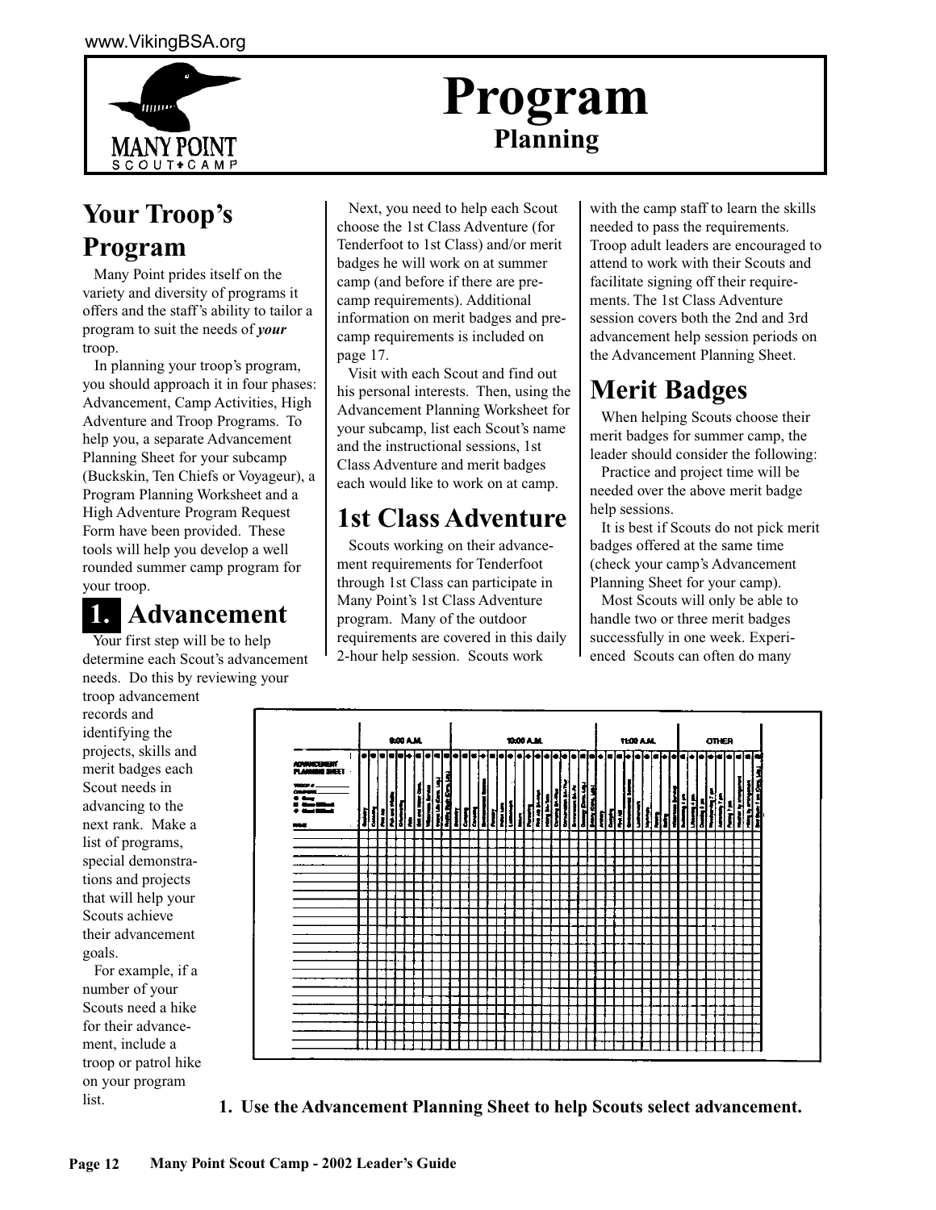# Program

## Planning

## Your Troop's Program

Many Point prides itself on the variety and diversity of programs it offers and the staff's ability to tailor a program to suit the needs of ***your*** troop.

In planning your troop's program, you should approach it in four phases: Advancement, Camp Activities, High Adventure and Troop Programs. To help you, a separate Advancement Planning Sheet for your subcamp (Buckskin, Ten Chiefs or Voyageur), a Program Planning Worksheet and a High Adventure Program Request Form have been provided. These tools will help you develop a well rounded summer camp program for your troop.

## 1. Advancement

Your first step will be to help determine each Scout's advancement needs. Do this by reviewing your troop advancement records and identifying the projects, skills and merit badges each Scout needs in advancing to the next rank. Make a list of programs, special demonstrations and projects that will help your Scouts achieve their advancement goals.

For example, if a number of your Scouts need a hike for their advancement, include a troop or patrol hike on your program list.

Next, you need to help each Scout choose the 1st Class Adventure (for Tenderfoot to 1st Class) and/or merit badges he will work on at summer camp (and before if there are pre-camp requirements). Additional information on merit badges and pre-camp requirements is included on page 17.

Visit with each Scout and find out his personal interests. Then, using the Advancement Planning Worksheet for your subcamp, list each Scout's name and the instructional sessions, 1st Class Adventure and merit badges each would like to work on at camp.

## 1st Class Adventure

Scouts working on their advancement requirements for Tenderfoot through 1st Class can participate in Many Point's 1st Class Adventure program. Many of the outdoor requirements are covered in this daily 2-hour help session. Scouts work with the camp staff to learn the skills needed to pass the requirements. Troop adult leaders are encouraged to attend to work with their Scouts and facilitate signing off their requirements. The 1st Class Adventure session covers both the 2nd and 3rd advancement help session periods on the Advancement Planning Sheet.

## Merit Badges

When helping Scouts choose their merit badges for summer camp, the leader should consider the following:

Practice and project time will be needed over the above merit badge help sessions.

It is best if Scouts do not pick merit badges offered at the same time (check your camp's Advancement Planning Sheet for your camp).

Most Scouts will only be able to handle two or three merit badges successfully in one week. Experienced Scouts can often do many

**1. Use the Advancement Planning Sheet to help Scouts select advancement.**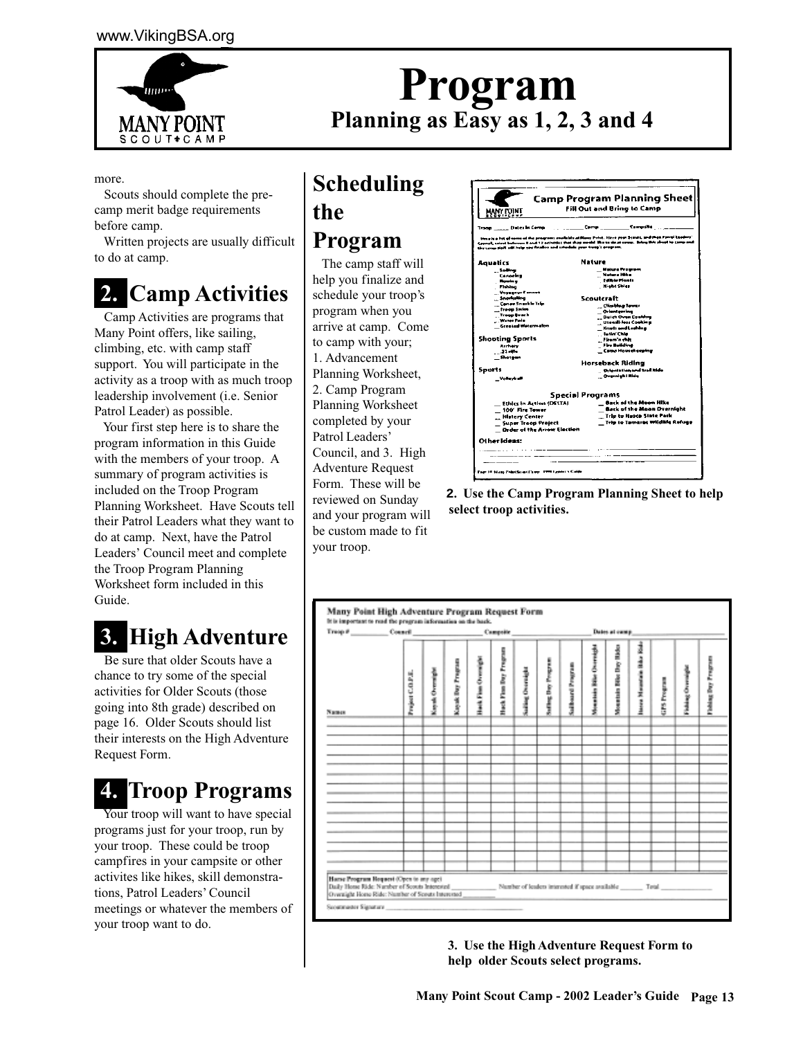# Program

## Planning as Easy as 1, 2, 3 and 4

more.

Scouts should complete the pre-camp merit badge requirements before camp.

Written projects are usually difficult to do at camp.

## 2. Camp Activities

Camp Activities are programs that Many Point offers, like sailing, climbing, etc. with camp staff support. You will participate in the activity as a troop with as much troop leadership involvement (i.e. Senior Patrol Leader) as possible.

Your first step here is to share the program information in this Guide with the members of your troop. A summary of program activities is included on the Troop Program Planning Worksheet. Have Scouts tell their Patrol Leaders what they want to do at camp. Next, have the Patrol Leaders' Council meet and complete the Troop Program Planning Worksheet form included in this Guide.

## 3. High Adventure

Be sure that older Scouts have a chance to try some of the special activities for Older Scouts (those going into 8th grade) described on page 16. Older Scouts should list their interests on the High Adventure Request Form.

## 4. Troop Programs

Your troop will want to have special programs just for your troop, run by your troop. These could be troop campfires in your campsite or other activites like hikes, skill demonstrations, Patrol Leaders' Council meetings or whatever the members of your troop want to do.

## Scheduling the Program

The camp staff will help you finalize and schedule your troop's program when you arrive at camp. Come to camp with your;

1. Advancement Planning Worksheet,
2. Camp Program Planning Worksheet completed by your Patrol Leaders' Council, and
3. High Adventure Request Form.

These will be reviewed on Sunday and your program will be custom made to fit your troop.

**2. Use the Camp Program Planning Sheet to help select troop activities.**

**3. Use the High Adventure Request Form to help older Scouts select programs.**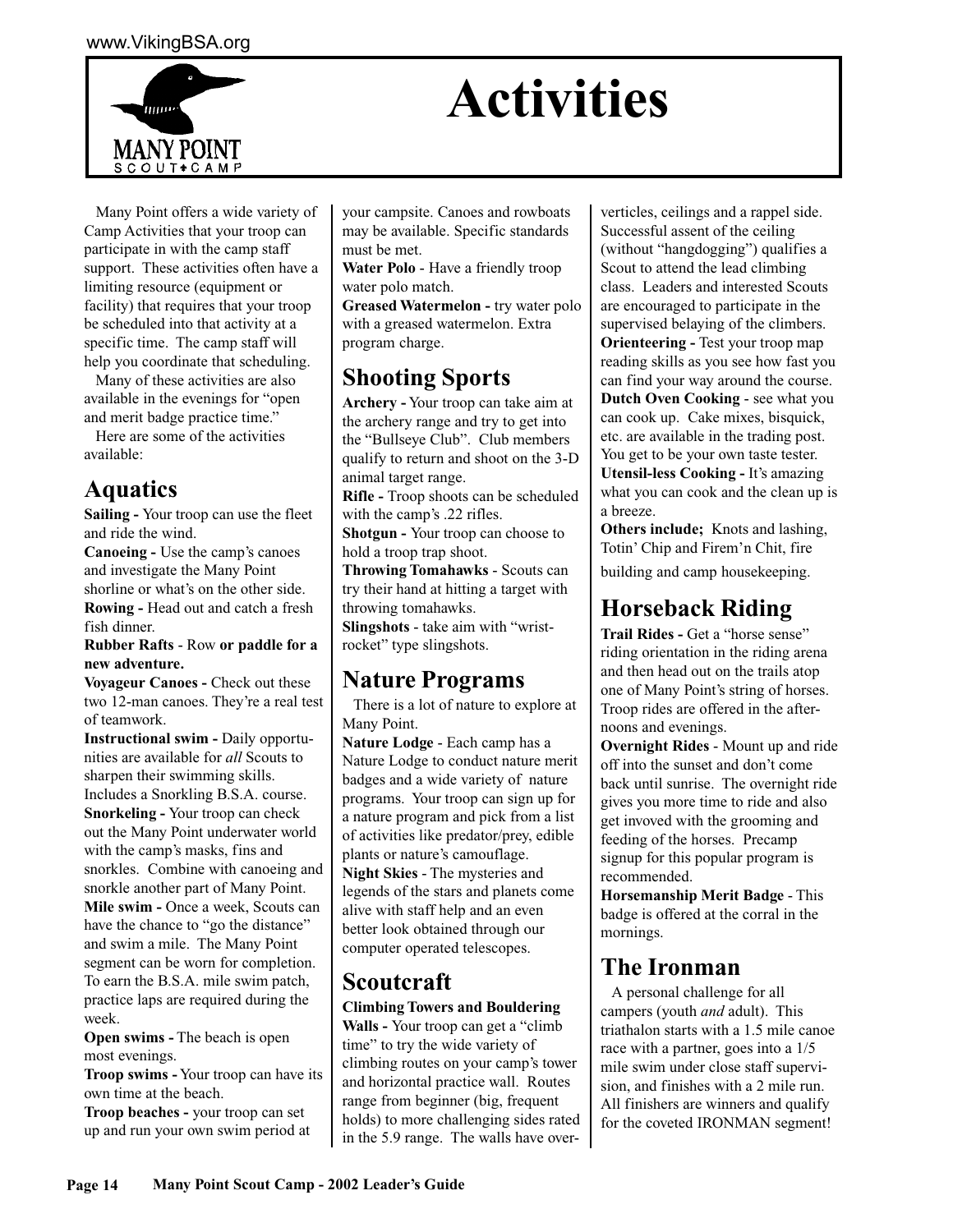# Activities

Many Point offers a wide variety of Camp Activities that your troop can participate in with the camp staff support. These activities often have a limiting resource (equipment or facility) that requires that your troop be scheduled into that activity at a specific time. The camp staff will help you coordinate that scheduling.

Many of these activities are also available in the evenings for "open and merit badge practice time."

Here are some of the activities available:

## Aquatics

**Sailing -** Your troop can use the fleet and ride the wind.

**Canoeing -** Use the camp's canoes and investigate the Many Point shorline or what's on the other side.

**Rowing -** Head out and catch a fresh fish dinner.

**Rubber Rafts** - Row **or paddle for a new adventure.**

**Voyageur Canoes -** Check out these two 12-man canoes. They're a real test of teamwork.

**Instructional swim -** Daily opportunities are available for *all* Scouts to sharpen their swimming skills. Includes a Snorkling B.S.A. course.

**Snorkeling -** Your troop can check out the Many Point underwater world with the camp's masks, fins and snorkles. Combine with canoeing and snorkle another part of Many Point.

**Mile swim -** Once a week, Scouts can have the chance to "go the distance" and swim a mile. The Many Point segment can be worn for completion. To earn the B.S.A. mile swim patch, practice laps are required during the week.

**Open swims -** The beach is open most evenings.

**Troop swims -** Your troop can have its own time at the beach.

**Troop beaches -** your troop can set up and run your own swim period at your campsite. Canoes and rowboats may be available. Specific standards must be met.

**Water Polo** - Have a friendly troop water polo match.

**Greased Watermelon -** try water polo with a greased watermelon. Extra program charge.

## Shooting Sports

**Archery -** Your troop can take aim at the archery range and try to get into the "Bullseye Club". Club members qualify to return and shoot on the 3-D animal target range.

**Rifle -** Troop shoots can be scheduled with the camp's .22 rifles.

**Shotgun -** Your troop can choose to hold a troop trap shoot.

**Throwing Tomahawks** - Scouts can try their hand at hitting a target with throwing tomahawks.

**Slingshots** - take aim with "wrist-rocket" type slingshots.

## Nature Programs

There is a lot of nature to explore at Many Point.

**Nature Lodge** - Each camp has a Nature Lodge to conduct nature merit badges and a wide variety of nature programs. Your troop can sign up for a nature program and pick from a list of activities like predator/prey, edible plants or nature's camouflage.

**Night Skies** - The mysteries and legends of the stars and planets come alive with staff help and an even better look obtained through our computer operated telescopes.

## Scoutcraft

**Climbing Towers and Bouldering Walls -** Your troop can get a "climb time" to try the wide variety of climbing routes on your camp's tower and horizontal practice wall. Routes range from beginner (big, frequent holds) to more challenging sides rated in the 5.9 range. The walls have oververticles, ceilings and a rappel side. Successful assent of the ceiling (without "hangdogging") qualifies a Scout to attend the lead climbing class. Leaders and interested Scouts are encouraged to participate in the supervised belaying of the climbers.

**Orienteering -** Test your troop map reading skills as you see how fast you can find your way around the course.

**Dutch Oven Cooking** - see what you can cook up. Cake mixes, bisquick, etc. are available in the trading post. You get to be your own taste tester.

**Utensil-less Cooking -** It's amazing what you can cook and the clean up is a breeze.

**Others include;** Knots and lashing, Totin' Chip and Firem'n Chit, fire building and camp housekeeping.

## Horseback Riding

**Trail Rides -** Get a "horse sense" riding orientation in the riding arena and then head out on the trails atop one of Many Point's string of horses. Troop rides are offered in the afternoons and evenings.

**Overnight Rides** - Mount up and ride off into the sunset and don't come back until sunrise. The overnight ride gives you more time to ride and also get invoved with the grooming and feeding of the horses. Precamp signup for this popular program is recommended.

**Horsemanship Merit Badge** - This badge is offered at the corral in the mornings.

## The Ironman

A personal challenge for all campers (youth *and* adult). This triathalon starts with a 1.5 mile canoe race with a partner, goes into a 1/5 mile swim under close staff supervision, and finishes with a 2 mile run. All finishers are winners and qualify for the coveted IRONMAN segment!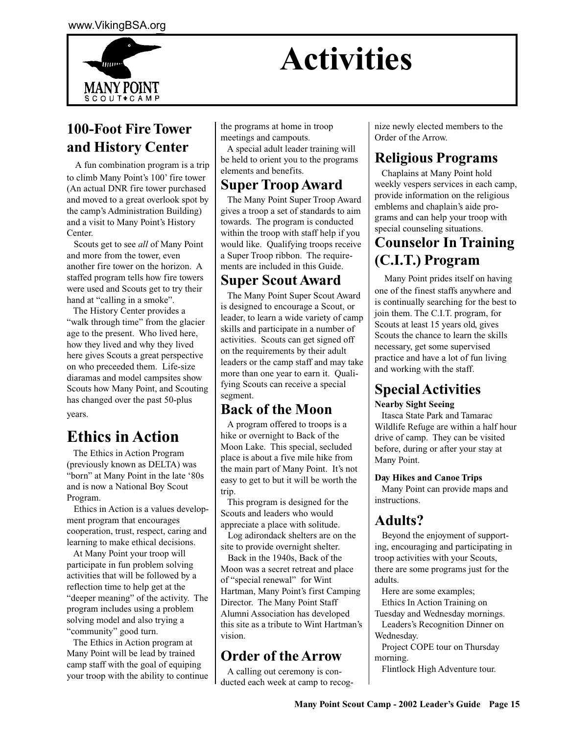# Activities

## 100-Foot Fire Tower and History Center

A fun combination program is a trip to climb Many Point's 100' fire tower (An actual DNR fire tower purchased and moved to a great overlook spot by the camp's Administration Building) and a visit to Many Point's History Center.

Scouts get to see *all* of Many Point and more from the tower, even another fire tower on the horizon. A staffed program tells how fire towers were used and Scouts get to try their hand at "calling in a smoke".

The History Center provides a "walk through time" from the glacier age to the present. Who lived here, how they lived and why they lived here gives Scouts a great perspective on who preceeded them. Life-size diaramas and model campsites show Scouts how Many Point, and Scouting has changed over the past 50-plus years.

## Ethics in Action

The Ethics in Action Program (previously known as DELTA) was "born" at Many Point in the late '80s and is now a National Boy Scout Program.

Ethics in Action is a values development program that encourages cooperation, trust, respect, caring and learning to make ethical decisions.

At Many Point your troop will participate in fun problem solving activities that will be followed by a reflection time to help get at the "deeper meaning" of the activity. The program includes using a problem solving model and also trying a "community" good turn.

The Ethics in Action program at Many Point will be lead by trained camp staff with the goal of equiping your troop with the ability to continue the programs at home in troop meetings and campouts.

A special adult leader training will be held to orient you to the programs elements and benefits.

## Super Troop Award

The Many Point Super Troop Award gives a troop a set of standards to aim towards. The program is conducted within the troop with staff help if you would like. Qualifying troops receive a Super Troop ribbon. The requirements are included in this Guide.

## Super Scout Award

The Many Point Super Scout Award is designed to encourage a Scout, or leader, to learn a wide variety of camp skills and participate in a number of activities. Scouts can get signed off on the requirements by their adult leaders or the camp staff and may take more than one year to earn it. Qualifying Scouts can receive a special segment.

## Back of the Moon

A program offered to troops is a hike or overnight to Back of the Moon Lake. This special, secluded place is about a five mile hike from the main part of Many Point. It's not easy to get to but it will be worth the trip.

This program is designed for the Scouts and leaders who would appreciate a place with solitude.

Log adirondack shelters are on the site to provide overnight shelter.

Back in the 1940s, Back of the Moon was a secret retreat and place of "special renewal" for Wint Hartman, Many Point's first Camping Director. The Many Point Staff Alumni Association has developed this site as a tribute to Wint Hartman's vision.

## Order of the Arrow

A calling out ceremony is conducted each week at camp to recognize newly elected members to the Order of the Arrow.

## Religious Programs

Chaplains at Many Point hold weekly vespers services in each camp, provide information on the religious emblems and chaplain's aide programs and can help your troop with special counseling situations.

## Counselor In Training (C.I.T.) Program

Many Point prides itself on having one of the finest staffs anywhere and is continually searching for the best to join them. The C.I.T. program, for Scouts at least 15 years old, gives Scouts the chance to learn the skills necessary, get some supervised practice and have a lot of fun living and working with the staff.

## Special Activities

**Nearby Sight Seeing**

Itasca State Park and Tamarac Wildlife Refuge are within a half hour drive of camp. They can be visited before, during or after your stay at Many Point.

**Day Hikes and Canoe Trips**

Many Point can provide maps and instructions.

## Adults?

Beyond the enjoyment of supporting, encouraging and participating in troop activities with your Scouts, there are some programs just for the adults.

Here are some examples;

Ethics In Action Training on Tuesday and Wednesday mornings.

Leaders's Recognition Dinner on Wednesday.

Project COPE tour on Thursday morning.

Flintlock High Adventure tour.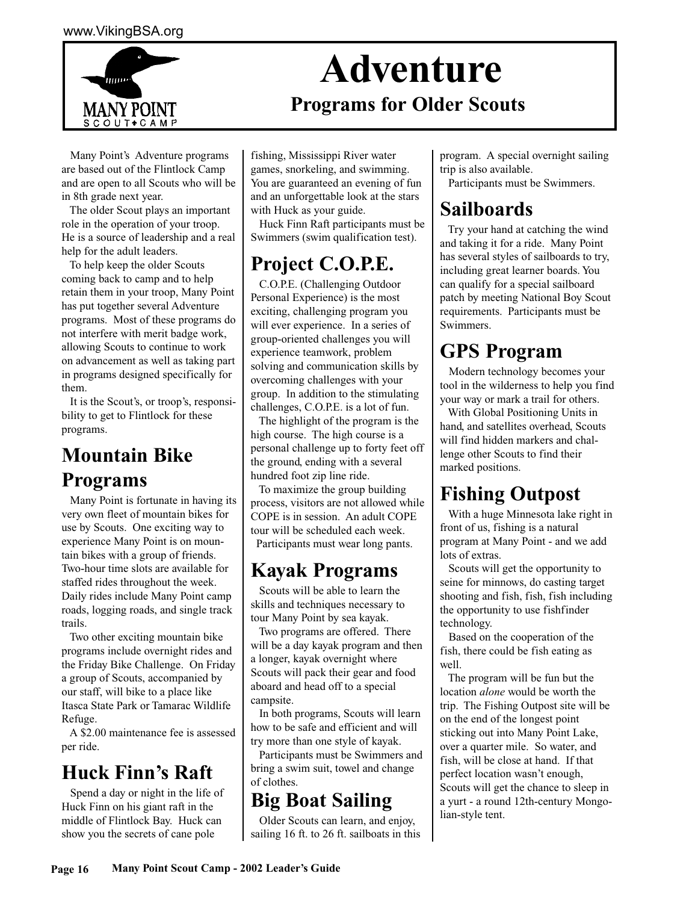# Adventure

## Programs for Older Scouts

Many Point's Adventure programs are based out of the Flintlock Camp and are open to all Scouts who will be in 8th grade next year.

The older Scout plays an important role in the operation of your troop. He is a source of leadership and a real help for the adult leaders.

To help keep the older Scouts coming back to camp and to help retain them in your troop, Many Point has put together several Adventure programs. Most of these programs do not interfere with merit badge work, allowing Scouts to continue to work on advancement as well as taking part in programs designed specifically for them.

It is the Scout's, or troop's, responsibility to get to Flintlock for these programs.

## Mountain Bike Programs

Many Point is fortunate in having its very own fleet of mountain bikes for use by Scouts. One exciting way to experience Many Point is on mountain bikes with a group of friends. Two-hour time slots are available for staffed rides throughout the week. Daily rides include Many Point camp roads, logging roads, and single track trails.

Two other exciting mountain bike programs include overnight rides and the Friday Bike Challenge. On Friday a group of Scouts, accompanied by our staff, will bike to a place like Itasca State Park or Tamarac Wildlife Refuge.

A $2.00 maintenance fee is assessed per ride.

## Huck Finn's Raft

Spend a day or night in the life of Huck Finn on his giant raft in the middle of Flintlock Bay. Huck can show you the secrets of cane pole fishing, Mississippi River water games, snorkeling, and swimming. You are guaranteed an evening of fun and an unforgettable look at the stars with Huck as your guide.

Huck Finn Raft participants must be Swimmers (swim qualification test).

## Project C.O.P.E.

C.O.P.E. (Challenging Outdoor Personal Experience) is the most exciting, challenging program you will ever experience. In a series of group-oriented challenges you will experience teamwork, problem solving and communication skills by overcoming challenges with your group. In addition to the stimulating challenges, C.O.P.E. is a lot of fun.

The highlight of the program is the high course. The high course is a personal challenge up to forty feet off the ground, ending with a several hundred foot zip line ride.

To maximize the group building process, visitors are not allowed while COPE is in session. An adult COPE tour will be scheduled each week.

Participants must wear long pants.

## Kayak Programs

Scouts will be able to learn the skills and techniques necessary to tour Many Point by sea kayak.

Two programs are offered. There will be a day kayak program and then a longer, kayak overnight where Scouts will pack their gear and food aboard and head off to a special campsite.

In both programs, Scouts will learn how to be safe and efficient and will try more than one style of kayak.

Participants must be Swimmers and bring a swim suit, towel and change of clothes.

## Big Boat Sailing

Older Scouts can learn, and enjoy, sailing 16 ft. to 26 ft. sailboats in this program. A special overnight sailing trip is also available.

Participants must be Swimmers.

## Sailboards

Try your hand at catching the wind and taking it for a ride. Many Point has several styles of sailboards to try, including great learner boards. You can qualify for a special sailboard patch by meeting National Boy Scout requirements. Participants must be Swimmers.

## GPS Program

Modern technology becomes your tool in the wilderness to help you find your way or mark a trail for others.

With Global Positioning Units in hand, and satellites overhead, Scouts will find hidden markers and challenge other Scouts to find their marked positions.

## Fishing Outpost

With a huge Minnesota lake right in front of us, fishing is a natural program at Many Point - and we add lots of extras.

Scouts will get the opportunity to seine for minnows, do casting target shooting and fish, fish, fish including the opportunity to use fishfinder technology.

Based on the cooperation of the fish, there could be fish eating as well.

The program will be fun but the location *alone* would be worth the trip. The Fishing Outpost site will be on the end of the longest point sticking out into Many Point Lake, over a quarter mile. So water, and fish, will be close at hand. If that perfect location wasn't enough, Scouts will get the chance to sleep in a yurt - a round 12th-century Mongolian-style tent.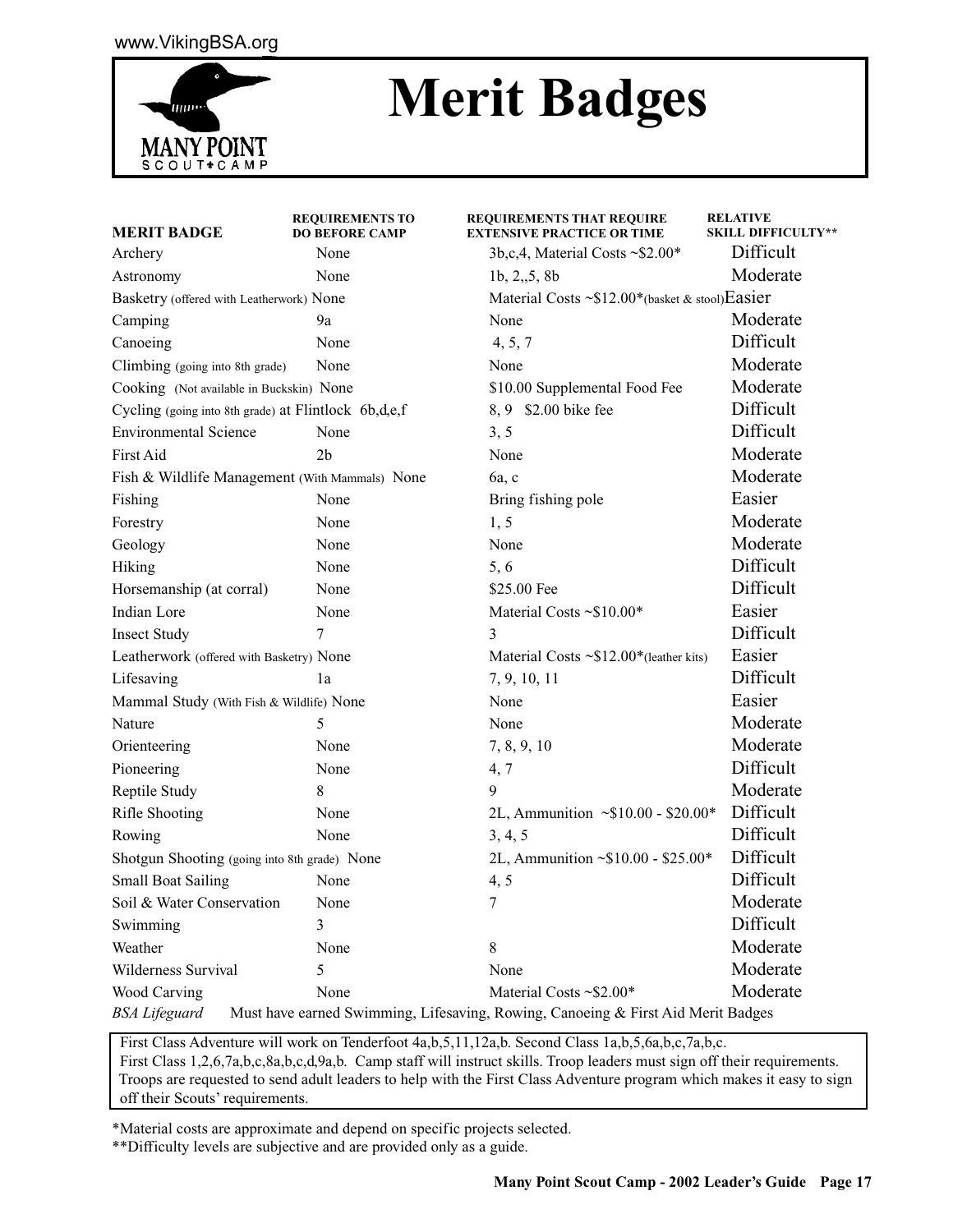www.VikingBSA.org

MANY POINT SCOUT CAMP

# Merit Badges

| MERIT BADGE | REQUIREMENTS TO DO BEFORE CAMP | REQUIREMENTS THAT REQUIRE EXTENSIVE PRACTICE OR TIME | RELATIVE SKILL DIFFICULTY** |
|---|---|---|---|
| Archery | None | 3b,c,4, Material Costs ~$2.00* | Difficult |
| Astronomy | None | 1b, 2,,5, 8b | Moderate |
| Basketry (offered with Leatherwork) | None | Material Costs ~$12.00*(basket & stool) | Easier |
| Camping | 9a | None | Moderate |
| Canoeing | None | 4, 5, 7 | Difficult |
| Climbing (going into 8th grade) | None | None | Moderate |
| Cooking (Not available in Buckskin) | None | $10.00 Supplemental Food Fee | Moderate |
| Cycling (going into 8th grade) at Flintlock | 6b,d,e,f | 8, 9 $2.00 bike fee | Difficult |
| Environmental Science | None | 3, 5 | Difficult |
| First Aid | 2b | None | Moderate |
| Fish & Wildlife Management (With Mammals) | None | 6a, c | Moderate |
| Fishing | None | Bring fishing pole | Easier |
| Forestry | None | 1, 5 | Moderate |
| Geology | None | None | Moderate |
| Hiking | None | 5, 6 | Difficult |
| Horsemanship (at corral) | None | $25.00 Fee | Difficult |
| Indian Lore | None | Material Costs ~$10.00* | Easier |
| Insect Study | 7 | 3 | Difficult |
| Leatherwork (offered with Basketry) | None | Material Costs ~$12.00*(leather kits) | Easier |
| Lifesaving | 1a | 7, 9, 10, 11 | Difficult |
| Mammal Study (With Fish & Wildlife) | None | None | Easier |
| Nature | 5 | None | Moderate |
| Orienteering | None | 7, 8, 9, 10 | Moderate |
| Pioneering | None | 4, 7 | Difficult |
| Reptile Study | 8 | 9 | Moderate |
| Rifle Shooting | None | 2L, Ammunition ~$10.00 - $20.00* | Difficult |
| Rowing | None | 3, 4, 5 | Difficult |
| Shotgun Shooting (going into 8th grade) | None | 2L, Ammunition ~$10.00 - $25.00* | Difficult |
| Small Boat Sailing | None | 4, 5 | Difficult |
| Soil & Water Conservation | None | 7 | Moderate |
| Swimming | 3 | | Difficult |
| Weather | None | 8 | Moderate |
| Wilderness Survival | 5 | None | Moderate |
| Wood Carving | None | Material Costs ~$2.00* | Moderate |

*BSA Lifeguard* Must have earned Swimming, Lifesaving, Rowing, Canoeing & First Aid Merit Badges

First Class Adventure will work on Tenderfoot 4a,b,5,11,12a,b. Second Class 1a,b,5,6a,b,c,7a,b,c. First Class 1,2,6,7a,b,c,8a,b,c,d,9a,b. Camp staff will instruct skills. Troop leaders must sign off their requirements. Troops are requested to send adult leaders to help with the First Class Adventure program which makes it easy to sign off their Scouts' requirements.

*Material costs are approximate and depend on specific projects selected.

**Difficulty levels are subjective and are provided only as a guide.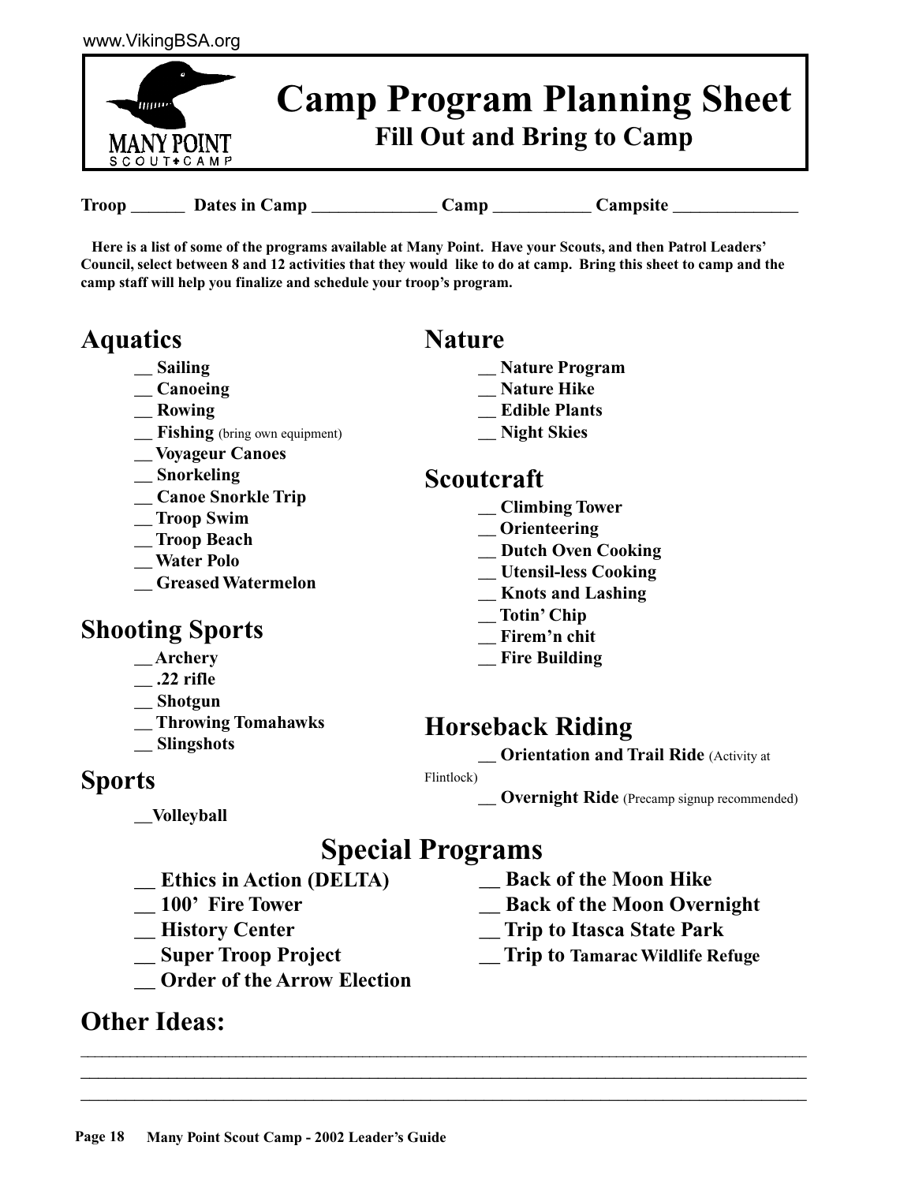# Camp Program Planning Sheet

## Fill Out and Bring to Camp

**Troop ______ Dates in Camp ______________ Camp ___________ Campsite ______________**

**Here is a list of some of the programs available at Many Point. Have your Scouts, and then Patrol Leaders' Council, select between 8 and 12 activities that they would like to do at camp. Bring this sheet to camp and the camp staff will help you finalize and schedule your troop's program.**

## Aquatics

- __ **Sailing**
- __ **Canoeing**
- __ **Rowing**
- __ **Fishing** (bring own equipment)
- __ **Voyageur Canoes**
- __ **Snorkeling**
- __ **Canoe Snorkle Trip**
- __ **Troop Swim**
- __ **Troop Beach**
- __ **Water Polo**
- __ **Greased Watermelon**

## Shooting Sports

- __ **Archery**
- __ **.22 rifle**
- __ **Shotgun**
- __ **Throwing Tomahawks**
- __ **Slingshots**

## Sports

- __**Volleyball**

## Nature

- __ **Nature Program**
- __ **Nature Hike**
- __ **Edible Plants**
- __ **Night Skies**

## Scoutcraft

- __ **Climbing Tower**
- __ **Orienteering**
- __ **Dutch Oven Cooking**
- __ **Utensil-less Cooking**
- __ **Knots and Lashing**
- __ **Totin' Chip**
- __ **Firem'n chit**
- __ **Fire Building**

## Horseback Riding

- __ **Orientation and Trail Ride** (Activity at Flintlock)
- __ **Overnight Ride** (Precamp signup recommended)

## Special Programs

- __ **Ethics in Action (DELTA)**
- __ **100' Fire Tower**
- __ **History Center**
- __ **Super Troop Project**
- __ **Order of the Arrow Election**
- __ **Back of the Moon Hike**
- __ **Back of the Moon Overnight**
- __ **Trip to Itasca State Park**
- __ **Trip to Tamarac Wildlife Refuge**

## Other Ideas:

______________________________________________________________________________

______________________________________________________________________________

______________________________________________________________________________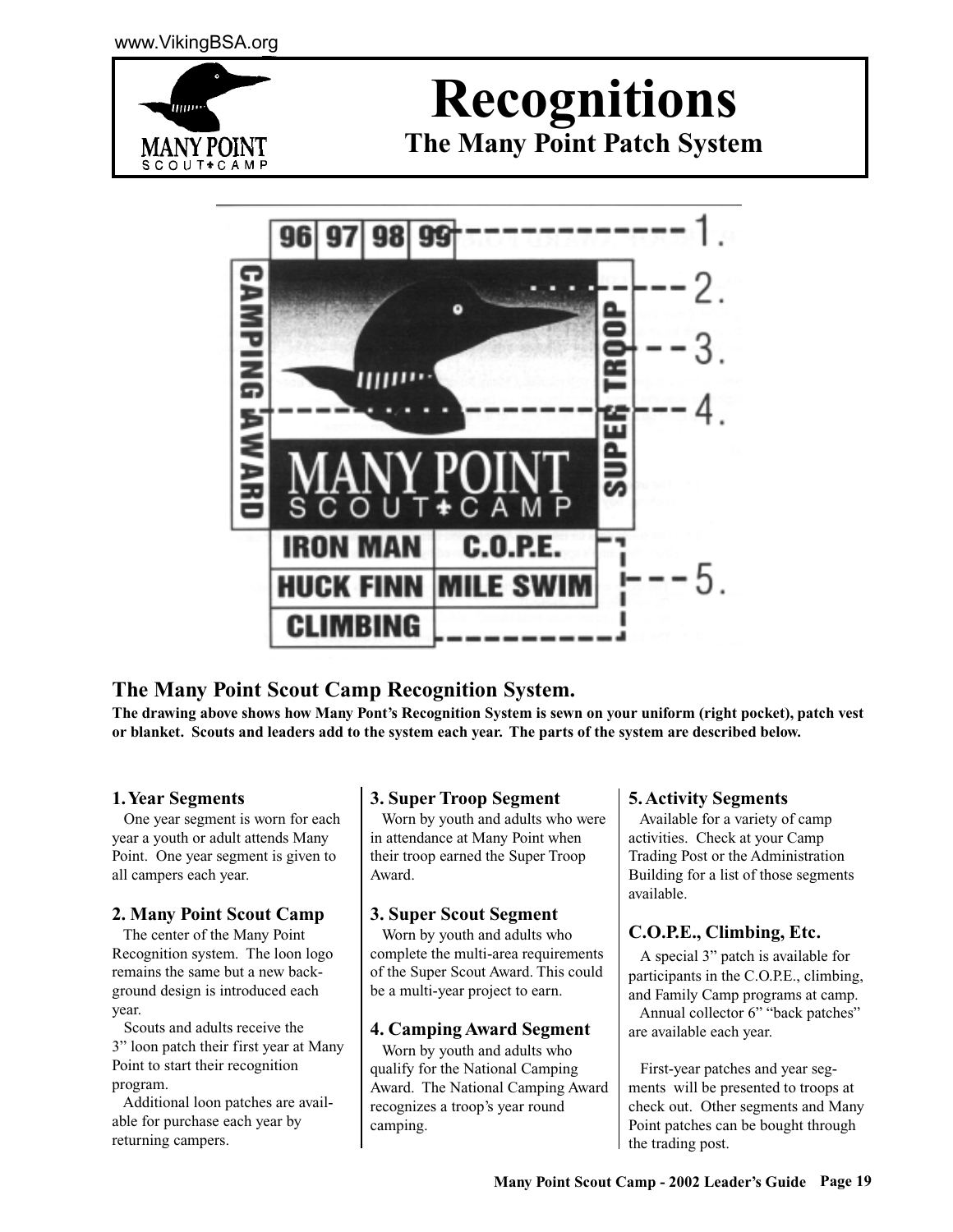# Recognitions

## The Many Point Patch System

## The Many Point Scout Camp Recognition System.

**The drawing above shows how Many Pont's Recognition System is sewn on your uniform (right pocket), patch vest or blanket. Scouts and leaders add to the system each year. The parts of the system are described below.**

### 1. Year Segments

One year segment is worn for each year a youth or adult attends Many Point. One year segment is given to all campers each year.

### 2. Many Point Scout Camp

The center of the Many Point Recognition system. The loon logo remains the same but a new background design is introduced each year.

Scouts and adults receive the 3" loon patch their first year at Many Point to start their recognition program.

Additional loon patches are available for purchase each year by returning campers.

### 3. Super Troop Segment

Worn by youth and adults who were in attendance at Many Point when their troop earned the Super Troop Award.

### 3. Super Scout Segment

Worn by youth and adults who complete the multi-area requirements of the Super Scout Award. This could be a multi-year project to earn.

### 4. Camping Award Segment

Worn by youth and adults who qualify for the National Camping Award. The National Camping Award recognizes a troop's year round camping.

### 5. Activity Segments

Available for a variety of camp activities. Check at your Camp Trading Post or the Administration Building for a list of those segments available.

### C.O.P.E., Climbing, Etc.

A special 3" patch is available for participants in the C.O.P.E., climbing, and Family Camp programs at camp.

Annual collector 6" "back patches" are available each year.

First-year patches and year segments will be presented to troops at check out. Other segments and Many Point patches can be bought through the trading post.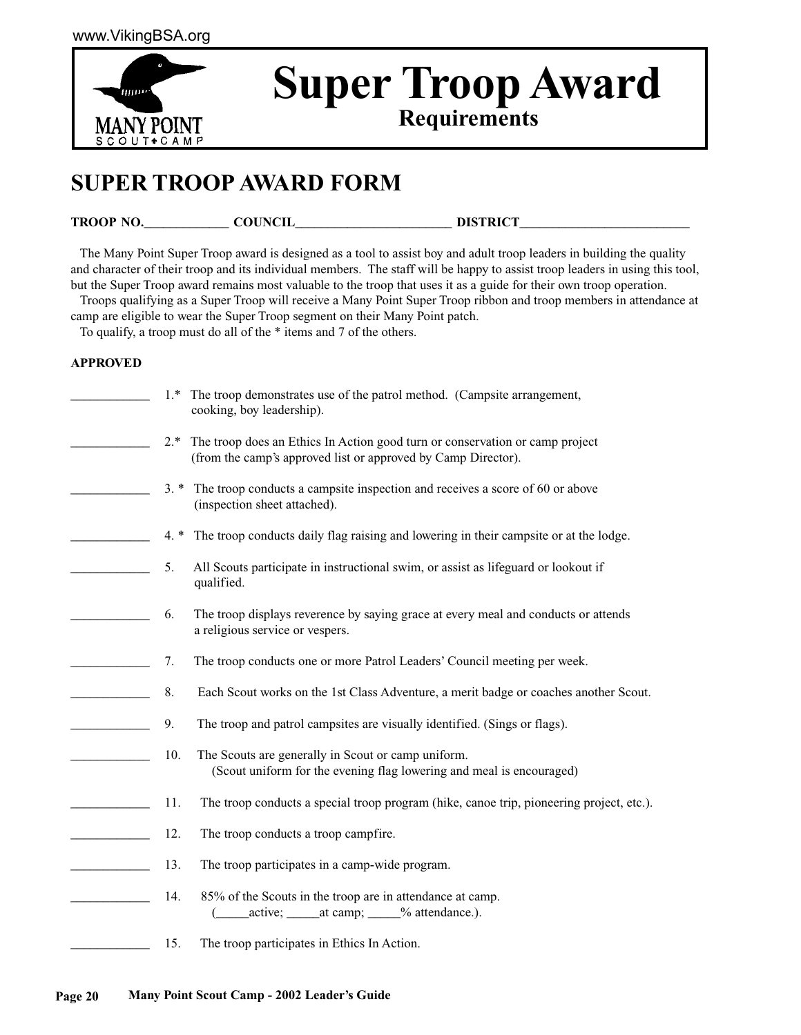www.VikingBSA.org

MANY POINT SCOUT CAMP

# Super Troop Award
### Requirements

## SUPER TROOP AWARD FORM

**TROOP NO.\_\_\_\_\_\_\_\_\_\_\_\_\_ COUNCIL\_\_\_\_\_\_\_\_\_\_\_\_\_\_\_\_\_\_\_\_\_\_\_\_\_ DISTRICT\_\_\_\_\_\_\_\_\_\_\_\_\_\_\_\_\_\_\_\_\_\_\_\_\_\_**

The Many Point Super Troop award is designed as a tool to assist boy and adult troop leaders in building the quality and character of their troop and its individual members. The staff will be happy to assist troop leaders in using this tool, but the Super Troop award remains most valuable to the troop that uses it as a guide for their own troop operation.

Troops qualifying as a Super Troop will receive a Many Point Super Troop ribbon and troop members in attendance at camp are eligible to wear the Super Troop segment on their Many Point patch.

To qualify, a troop must do all of the * items and 7 of the others.

**APPROVED**

\_\_\_\_\_\_\_\_\_\_\_\_ 1.* The troop demonstrates use of the patrol method. (Campsite arrangement, cooking, boy leadership).

\_\_\_\_\_\_\_\_\_\_\_\_ 2.* The troop does an Ethics In Action good turn or conservation or camp project (from the camp's approved list or approved by Camp Director).

\_\_\_\_\_\_\_\_\_\_\_\_ 3. * The troop conducts a campsite inspection and receives a score of 60 or above (inspection sheet attached).

\_\_\_\_\_\_\_\_\_\_\_\_ 4. * The troop conducts daily flag raising and lowering in their campsite or at the lodge.

\_\_\_\_\_\_\_\_\_\_\_\_ 5. All Scouts participate in instructional swim, or assist as lifeguard or lookout if qualified.

\_\_\_\_\_\_\_\_\_\_\_\_ 6. The troop displays reverence by saying grace at every meal and conducts or attends a religious service or vespers.

\_\_\_\_\_\_\_\_\_\_\_\_ 7. The troop conducts one or more Patrol Leaders' Council meeting per week.

\_\_\_\_\_\_\_\_\_\_\_\_ 8. Each Scout works on the 1st Class Adventure, a merit badge or coaches another Scout.

\_\_\_\_\_\_\_\_\_\_\_\_ 9. The troop and patrol campsites are visually identified. (Sings or flags).

\_\_\_\_\_\_\_\_\_\_\_\_ 10. The Scouts are generally in Scout or camp uniform. (Scout uniform for the evening flag lowering and meal is encouraged)

\_\_\_\_\_\_\_\_\_\_\_\_ 11. The troop conducts a special troop program (hike, canoe trip, pioneering project, etc.).

\_\_\_\_\_\_\_\_\_\_\_\_ 12. The troop conducts a troop campfire.

\_\_\_\_\_\_\_\_\_\_\_\_ 13. The troop participates in a camp-wide program.

\_\_\_\_\_\_\_\_\_\_\_\_ 14. 85% of the Scouts in the troop are in attendance at camp. (\_\_\_\_\_active; \_\_\_\_\_at camp; \_\_\_\_\_% attendance.).

\_\_\_\_\_\_\_\_\_\_\_\_ 15. The troop participates in Ethics In Action.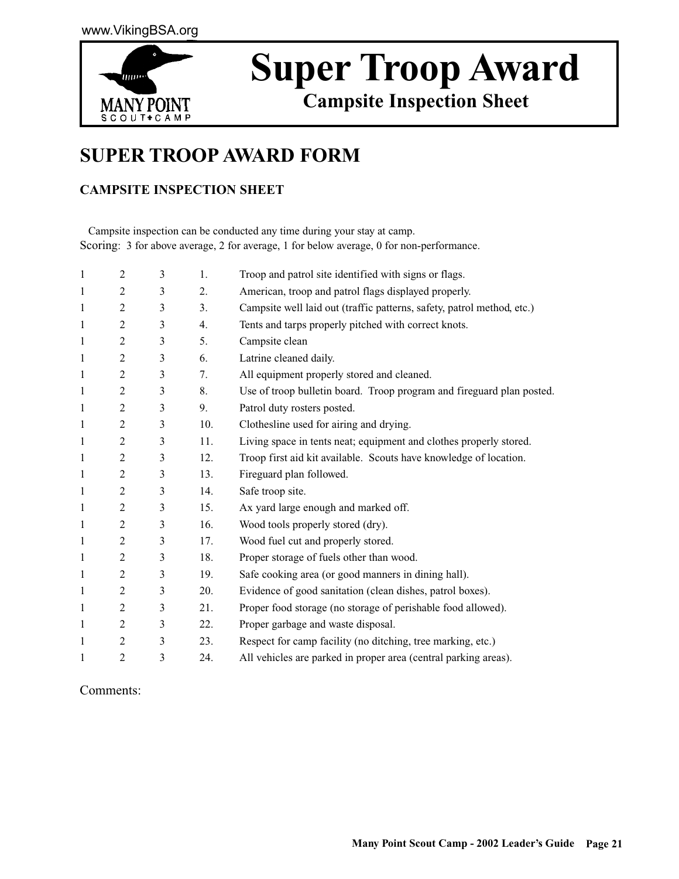# Super Troop Award

**Campsite Inspection Sheet**

## SUPER TROOP AWARD FORM

### CAMPSITE INSPECTION SHEET

Campsite inspection can be conducted any time during your stay at camp.
Scoring: 3 for above average, 2 for average, 1 for below average, 0 for non-performance.

| | | | | |
|---|---|---|---|---|
| 1 | 2 | 3 | 1. | Troop and patrol site identified with signs or flags. |
| 1 | 2 | 3 | 2. | American, troop and patrol flags displayed properly. |
| 1 | 2 | 3 | 3. | Campsite well laid out (traffic patterns, safety, patrol method, etc.) |
| 1 | 2 | 3 | 4. | Tents and tarps properly pitched with correct knots. |
| 1 | 2 | 3 | 5. | Campsite clean |
| 1 | 2 | 3 | 6. | Latrine cleaned daily. |
| 1 | 2 | 3 | 7. | All equipment properly stored and cleaned. |
| 1 | 2 | 3 | 8. | Use of troop bulletin board. Troop program and fireguard plan posted. |
| 1 | 2 | 3 | 9. | Patrol duty rosters posted. |
| 1 | 2 | 3 | 10. | Clothesline used for airing and drying. |
| 1 | 2 | 3 | 11. | Living space in tents neat; equipment and clothes properly stored. |
| 1 | 2 | 3 | 12. | Troop first aid kit available. Scouts have knowledge of location. |
| 1 | 2 | 3 | 13. | Fireguard plan followed. |
| 1 | 2 | 3 | 14. | Safe troop site. |
| 1 | 2 | 3 | 15. | Ax yard large enough and marked off. |
| 1 | 2 | 3 | 16. | Wood tools properly stored (dry). |
| 1 | 2 | 3 | 17. | Wood fuel cut and properly stored. |
| 1 | 2 | 3 | 18. | Proper storage of fuels other than wood. |
| 1 | 2 | 3 | 19. | Safe cooking area (or good manners in dining hall). |
| 1 | 2 | 3 | 20. | Evidence of good sanitation (clean dishes, patrol boxes). |
| 1 | 2 | 3 | 21. | Proper food storage (no storage of perishable food allowed). |
| 1 | 2 | 3 | 22. | Proper garbage and waste disposal. |
| 1 | 2 | 3 | 23. | Respect for camp facility (no ditching, tree marking, etc.) |
| 1 | 2 | 3 | 24. | All vehicles are parked in proper area (central parking areas). |

Comments: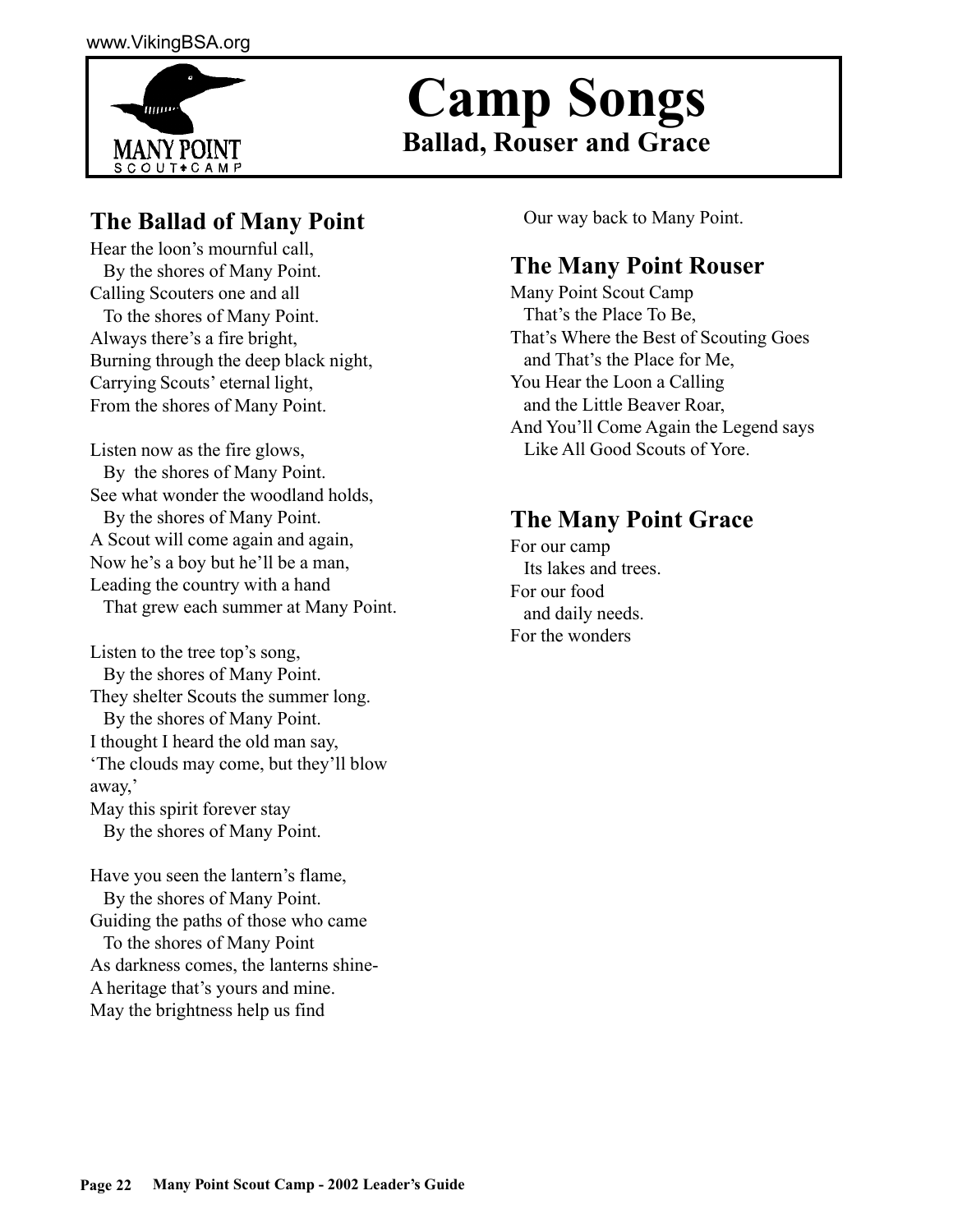# Camp Songs

## Ballad, Rouser and Grace

### The Ballad of Many Point

Hear the loon's mournful call,
  By the shores of Many Point.
Calling Scouters one and all
  To the shores of Many Point.
Always there's a fire bright,
Burning through the deep black night,
Carrying Scouts' eternal light,
From the shores of Many Point.

Listen now as the fire glows,
  By the shores of Many Point.
See what wonder the woodland holds,
  By the shores of Many Point.
A Scout will come again and again,
Now he's a boy but he'll be a man,
Leading the country with a hand
  That grew each summer at Many Point.

Listen to the tree top's song,
  By the shores of Many Point.
They shelter Scouts the summer long.
  By the shores of Many Point.
I thought I heard the old man say,
'The clouds may come, but they'll blow away,'
May this spirit forever stay
  By the shores of Many Point.

Have you seen the lantern's flame,
  By the shores of Many Point.
Guiding the paths of those who came
  To the shores of Many Point
As darkness comes, the lanterns shine-
A heritage that's yours and mine.
May the brightness help us find
  Our way back to Many Point.

### The Many Point Rouser

Many Point Scout Camp
  That's the Place To Be,
That's Where the Best of Scouting Goes
  and That's the Place for Me,
You Hear the Loon a Calling
  and the Little Beaver Roar,
And You'll Come Again the Legend says
  Like All Good Scouts of Yore.

### The Many Point Grace

For our camp
  Its lakes and trees.
For our food
  and daily needs.
For the wonders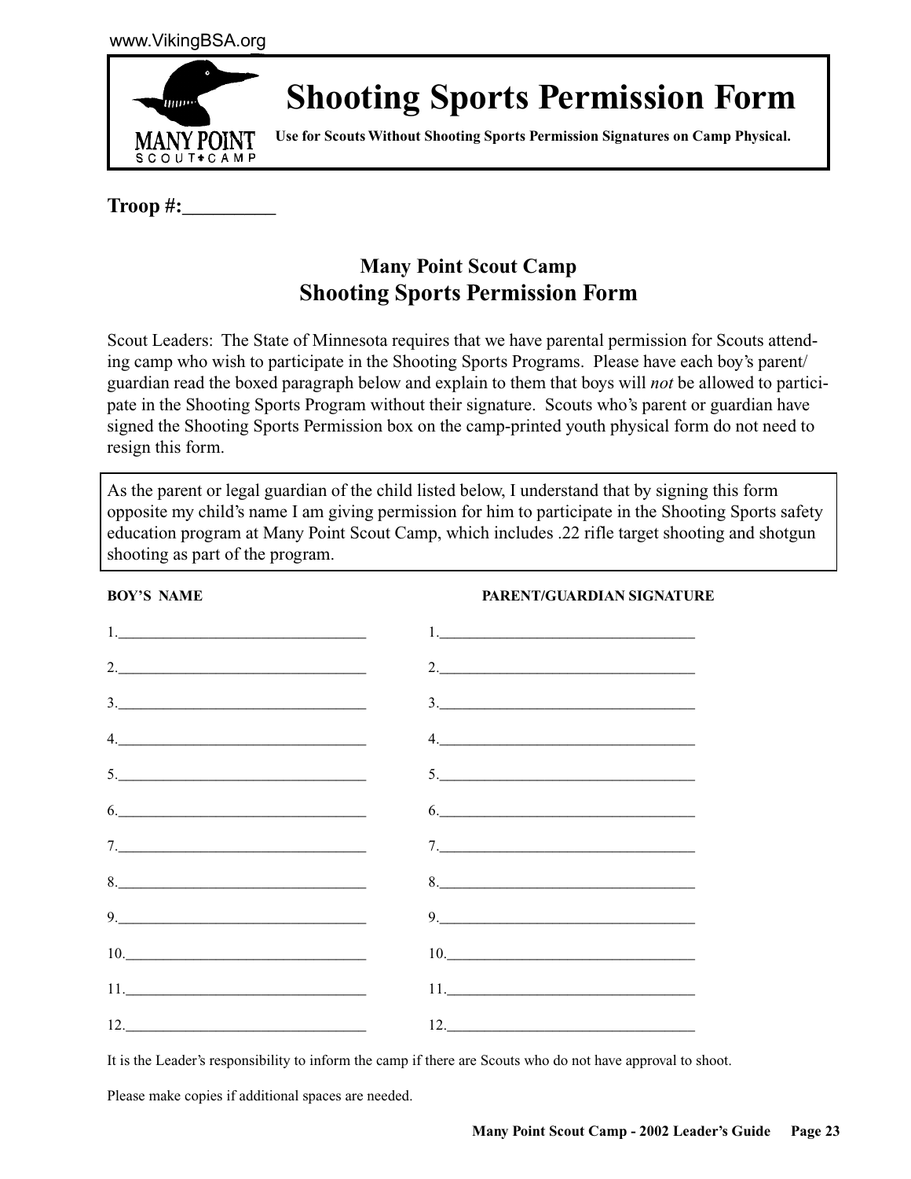# Shooting Sports Permission Form

**Use for Scouts Without Shooting Sports Permission Signatures on Camp Physical.**

**Troop #:_________**

## Many Point Scout Camp
## Shooting Sports Permission Form

Scout Leaders: The State of Minnesota requires that we have parental permission for Scouts attending camp who wish to participate in the Shooting Sports Programs. Please have each boy's parent/guardian read the boxed paragraph below and explain to them that boys will *not* be allowed to participate in the Shooting Sports Program without their signature. Scouts who's parent or guardian have signed the Shooting Sports Permission box on the camp-printed youth physical form do not need to resign this form.

> As the parent or legal guardian of the child listed below, I understand that by signing this form opposite my child's name I am giving permission for him to participate in the Shooting Sports safety education program at Many Point Scout Camp, which includes .22 rifle target shooting and shotgun shooting as part of the program.

| BOY'S NAME | PARENT/GUARDIAN SIGNATURE |
|---|---|
| 1.________________ | 1.________________ |
| 2.________________ | 2.________________ |
| 3.________________ | 3.________________ |
| 4.________________ | 4.________________ |
| 5.________________ | 5.________________ |
| 6.________________ | 6.________________ |
| 7.________________ | 7.________________ |
| 8.________________ | 8.________________ |
| 9.________________ | 9.________________ |
| 10.________________ | 10.________________ |
| 11.________________ | 11.________________ |
| 12.________________ | 12.________________ |

It is the Leader's responsibility to inform the camp if there are Scouts who do not have approval to shoot.

Please make copies if additional spaces are needed.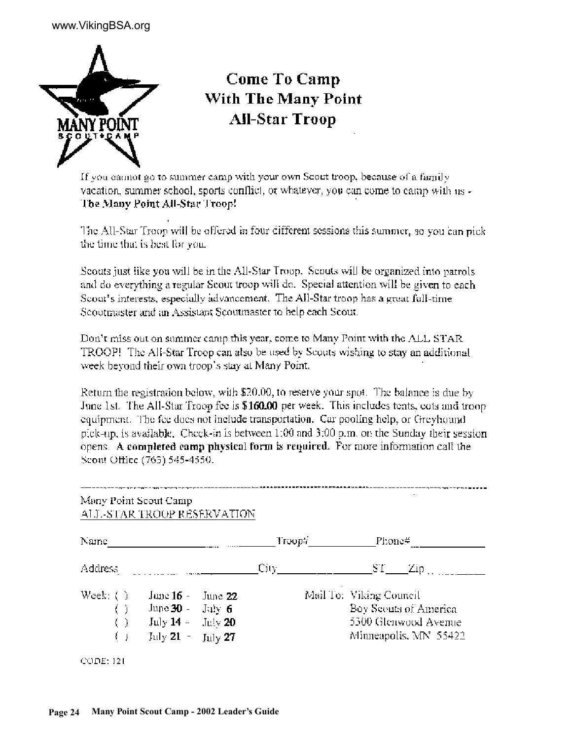# Come To Camp With The Many Point All-Star Troop

If you cannot go to summer camp with your own Scout troop, because of a family vacation, summer school, sports conflict, or whatever, you can come to camp with us - **The Many Point All-Star Troop!**

The All-Star Troop will be offered in four different sessions this summer, so you can pick the time that is best for you.

Scouts just like you will be in the All-Star Troop. Scouts will be organized into patrols and do everything a regular Scout troop will do. Special attention will be given to each Scout's interests, especially advancement. The All-Star troop has a great full-time Scoutmaster and an Assistant Scoutmaster to help each Scout.

Don't miss out on summer camp this year, come to Many Point with the ALL STAR TROOP! The All-Star Troop can also be used by Scouts wishing to stay an additional week beyond their own troop's stay at Many Point.

Return the registration below, with $20.00, to reserve your spot. The balance is due by June 1st. The All-Star Troop fee is **$160.00** per week. This includes tents, cots and troop equipment. **The fee does not include transportation.** Car pooling help, or Greyhound pick-up, is available. Check-in is between 1:00 and 3:00 p.m. on the Sunday their session opens. **A completed camp physical form is required.** For more information call the Scout Office (763) 545-4550.

---

Many Point Scout Camp
<u>ALL-STAR TROOP RESERVATION</u>

Name\_\_\_\_\_\_\_\_\_\_\_\_\_\_\_\_\_\_\_\_\_\_\_\_\_\_\_\_ Troop#\_\_\_\_\_\_\_\_\_\_\_\_ Phone#\_\_\_\_\_\_\_\_\_\_\_\_\_\_

Address\_\_\_\_\_\_\_\_\_\_\_\_\_\_\_\_\_\_\_\_\_\_\_\_ City\_\_\_\_\_\_\_\_\_\_\_\_\_\_\_\_\_\_ ST\_\_\_\_ Zip\_\_\_\_\_\_\_\_\_\_\_

Week: ( ) June **16** - June **22**
( ) June **30** - July **6**
( ) July **14** - July **20**
( ) July **21** - July **27**

Mail To: Viking Council
Boy Scouts of America
5300 Glenwood Avenue
Minneapolis, MN 55422

CODE: 121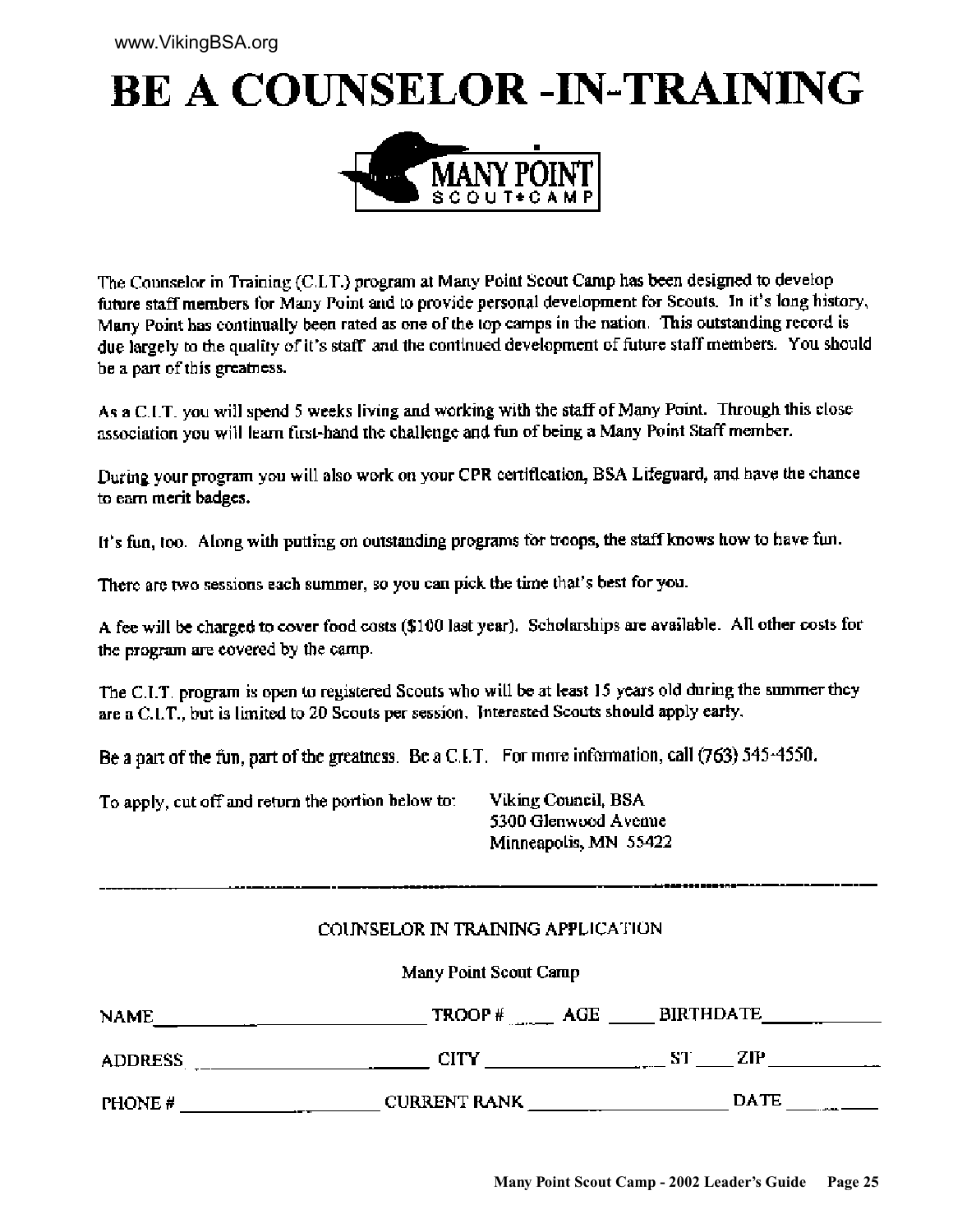# BE A COUNSELOR -IN-TRAINING

MANY POINT
SCOUT•CAMP

The Counselor in Training (C.I.T.) program at Many Point Scout Camp has been designed to develop future staff members for Many Point and to provide personal development for Scouts. In it's long history, Many Point has continually been rated as one of the top camps in the nation. This outstanding record is due largely to the quality of it's staff and the continued development of future staff members. You should be a part of this greatness.

As a C.I.T. you will spend 5 weeks living and working with the staff of Many Point. Through this close association you will learn first-hand the challenge and fun of being a Many Point Staff member.

During your program you will also work on your CPR certification, BSA Lifeguard, and have the chance to earn merit badges.

It's fun, too. Along with putting on outstanding programs for troops, the staff knows how to have fun.

There are two sessions each summer, so you can pick the time that's best for you.

A fee will be charged to cover food costs ($100 last year). Scholarships are available. All other costs for the program are covered by the camp.

The C.I.T. program is open to registered Scouts who will be at least 15 years old during the summer they are a C.I.T., but is limited to 20 Scouts per session. Interested Scouts should apply early.

Be a part of the fun, part of the greatness. Be a C.I.T. For more information, call (763) 545-4550.

To apply, cut off and return the portion below to:

Viking Council, BSA
5300 Glenwood Avenue
Minneapolis, MN 55422

---

COUNSELOR IN TRAINING APPLICATION

Many Point Scout Camp

NAME\_\_\_\_\_\_\_\_\_\_\_\_\_\_\_\_ TROOP # \_\_\_\_ AGE \_\_\_\_ BIRTHDATE\_\_\_\_\_\_\_\_

ADDRESS \_\_\_\_\_\_\_\_\_\_\_\_\_\_\_\_ CITY \_\_\_\_\_\_\_\_\_\_\_\_ ST \_\_\_\_ ZIP \_\_\_\_\_\_\_\_

PHONE # \_\_\_\_\_\_\_\_\_\_\_\_\_\_ CURRENT RANK \_\_\_\_\_\_\_\_\_\_\_\_\_\_ DATE \_\_\_\_\_\_\_\_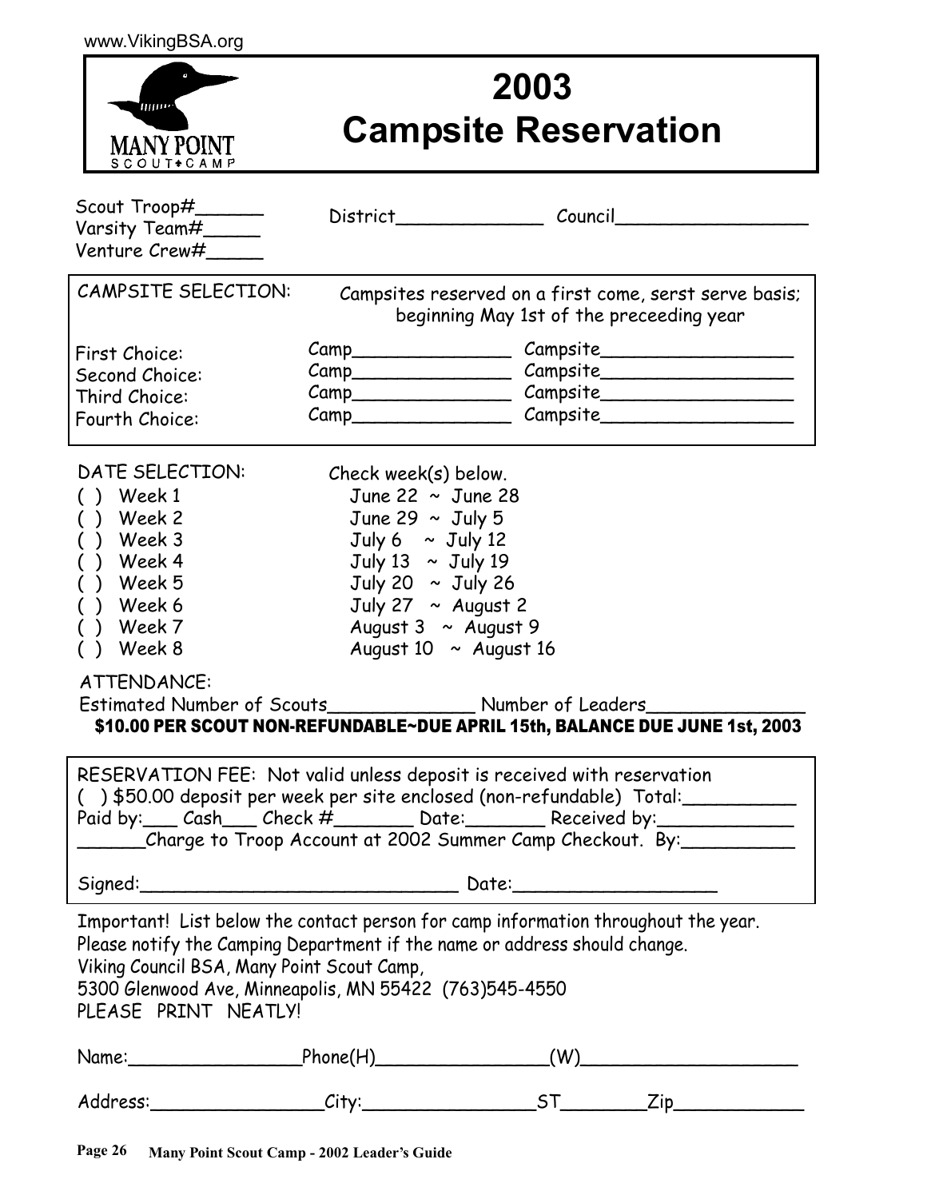www.VikingBSA.org

MANY POINT
SCOUT CAMP

# 2003 Campsite Reservation

Scout Troop#______
Varsity Team#_____
Venture Crew#_____

District_____________ Council_________________

CAMPSITE SELECTION: Campsites reserved on a first come, serst serve basis; beginning May 1st of the preceeding year

First Choice: Camp______________ Campsite_________________
Second Choice: Camp______________ Campsite_________________
Third Choice: Camp______________ Campsite_________________
Fourth Choice: Camp______________ Campsite_________________

DATE SELECTION: Check week(s) below.

| | |
|---|---|
| ( ) Week 1 | June 22 ~ June 28 |
| ( ) Week 2 | June 29 ~ July 5 |
| ( ) Week 3 | July 6 ~ July 12 |
| ( ) Week 4 | July 13 ~ July 19 |
| ( ) Week 5 | July 20 ~ July 26 |
| ( ) Week 6 | July 27 ~ August 2 |
| ( ) Week 7 | August 3 ~ August 9 |
| ( ) Week 8 | August 10 ~ August 16 |

ATTENDANCE:
Estimated Number of Scouts_____________ Number of Leaders______________

**$10.00 PER SCOUT NON-REFUNDABLE~DUE APRIL 15th, BALANCE DUE JUNE 1st, 2003**

RESERVATION FEE: Not valid unless deposit is received with reservation
( ) $50.00 deposit per week per site enclosed (non-refundable) Total:__________
Paid by:___ Cash___ Check #_______ Date:_______ Received by:____________
______Charge to Troop Account at 2002 Summer Camp Checkout. By:__________

Signed:____________________________ Date:_________________

Important! List below the contact person for camp information throughout the year.
Please notify the Camping Department if the name or address should change.
Viking Council BSA, Many Point Scout Camp,
5300 Glenwood Ave, Minneapolis, MN 55422 (763)545-4550
PLEASE PRINT NEATLY!

Name:________________Phone(H)________________(W)___________________

Address:________________City:________________ST________Zip___________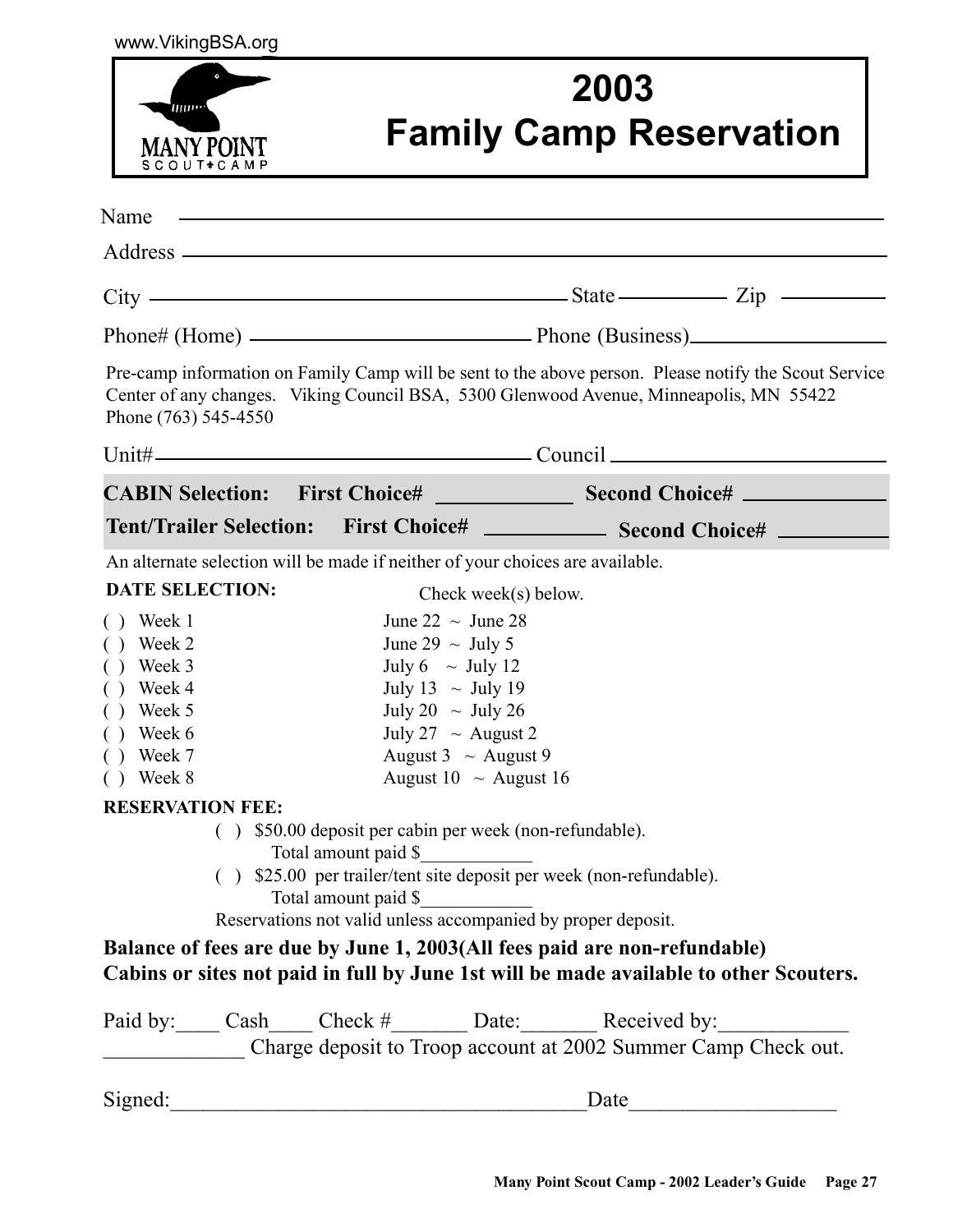www.VikingBSA.org

MANY POINT SCOUT CAMP

# 2003 Family Camp Reservation

Name ______________________________________________

Address ______________________________________________

City ______________________________ State __________ Zip __________

Phone# (Home) ____________________ Phone (Business) ____________________

Pre-camp information on Family Camp will be sent to the above person. Please notify the Scout Service Center of any changes. Viking Council BSA, 5300 Glenwood Avenue, Minneapolis, MN 55422 Phone (763) 545-4550

Unit# ____________________ Council ____________________

**CABIN Selection: First Choice#** __________ **Second Choice#** __________

**Tent/Trailer Selection: First Choice#** __________ **Second Choice#** __________

An alternate selection will be made if neither of your choices are available.

**DATE SELECTION:** Check week(s) below.

( ) Week 1 June 22 ~ June 28
( ) Week 2 June 29 ~ July 5
( ) Week 3 July 6 ~ July 12
( ) Week 4 July 13 ~ July 19
( ) Week 5 July 20 ~ July 26
( ) Week 6 July 27 ~ August 2
( ) Week 7 August 3 ~ August 9
( ) Week 8 August 10 ~ August 16

**RESERVATION FEE:**

( ) $50.00 deposit per cabin per week (non-refundable).
Total amount paid $____________

( ) $25.00 per trailer/tent site deposit per week (non-refundable).
Total amount paid $____________

Reservations not valid unless accompanied by proper deposit.

**Balance of fees are due by June 1, 2003(All fees paid are non-refundable)**
**Cabins or sites not paid in full by June 1st will be made available to other Scouters.**

Paid by:____ Cash____ Check #_______ Date:_______ Received by:____________
_____________ Charge deposit to Troop account at 2002 Summer Camp Check out.

Signed:______________________________________Date__________________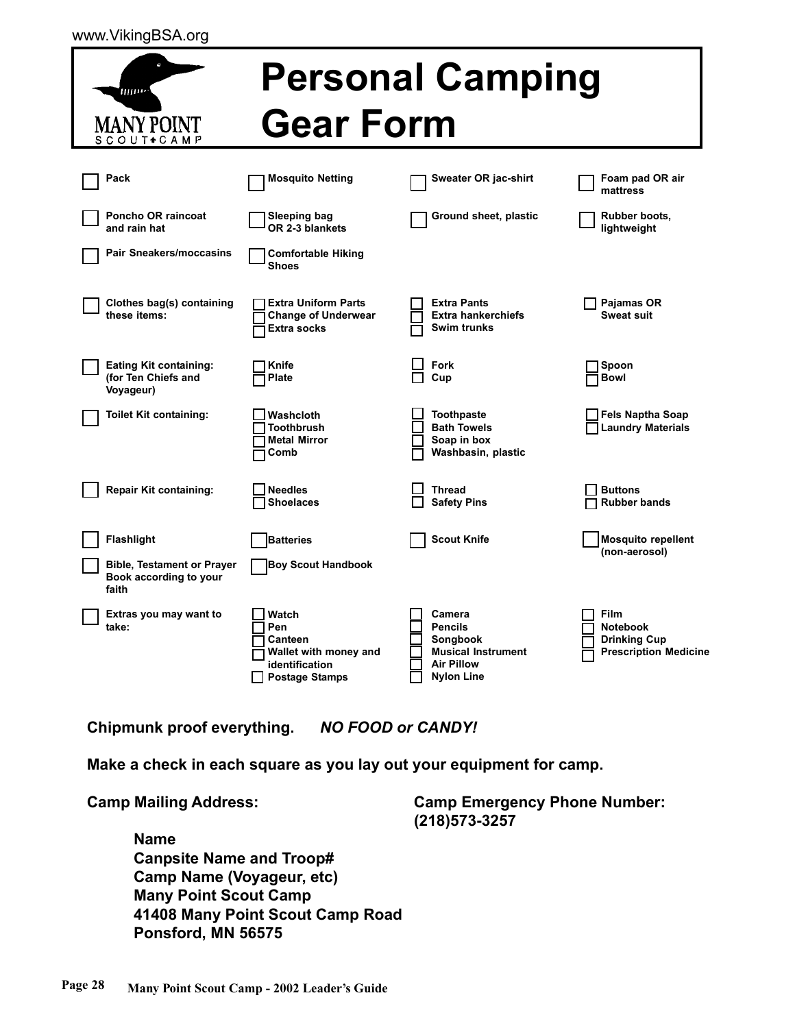www.VikingBSA.org

MANY POINT SCOUT CAMP

# Personal Camping Gear Form

- [ ] Pack
- [ ] Mosquito Netting
- [ ] Sweater OR jac-shirt
- [ ] Foam pad OR air mattress
- [ ] Poncho OR raincoat and rain hat
- [ ] Sleeping bag OR 2-3 blankets
- [ ] Ground sheet, plastic
- [ ] Rubber boots, lightweight
- [ ] Pair Sneakers/moccasins
- [ ] Comfortable Hiking Shoes

- [ ] Clothes bag(s) containing these items:
  - [ ] Extra Uniform Parts
  - [ ] Change of Underwear
  - [ ] Extra socks
  - [ ] Extra Pants
  - [ ] Extra hankerchiefs
  - [ ] Swim trunks
  - [ ] Pajamas OR Sweat suit

- [ ] Eating Kit containing: (for Ten Chiefs and Voyageur)
  - [ ] Knife
  - [ ] Plate
  - [ ] Fork
  - [ ] Cup
  - [ ] Spoon
  - [ ] Bowl

- [ ] Toilet Kit containing:
  - [ ] Washcloth
  - [ ] Toothbrush
  - [ ] Metal Mirror
  - [ ] Comb
  - [ ] Toothpaste
  - [ ] Bath Towels
  - [ ] Soap in box
  - [ ] Washbasin, plastic
  - [ ] Fels Naptha Soap
  - [ ] Laundry Materials

- [ ] Repair Kit containing:
  - [ ] Needles
  - [ ] Shoelaces
  - [ ] Thread
  - [ ] Safety Pins
  - [ ] Buttons
  - [ ] Rubber bands

- [ ] Flashlight
- [ ] Batteries
- [ ] Scout Knife
- [ ] Mosquito repellent (non-aerosol)
- [ ] Bible, Testament or Prayer Book according to your faith
- [ ] Boy Scout Handbook

- [ ] Extras you may want to take:
  - [ ] Watch
  - [ ] Pen
  - [ ] Canteen
  - [ ] Wallet with money and identification
  - [ ] Postage Stamps
  - [ ] Camera
  - [ ] Pencils
  - [ ] Songbook
  - [ ] Musical Instrument
  - [ ] Air Pillow
  - [ ] Nylon Line
  - [ ] Film
  - [ ] Notebook
  - [ ] Drinking Cup
  - [ ] Prescription Medicine

**Chipmunk proof everything.** ***NO FOOD or CANDY!***

**Make a check in each square as you lay out your equipment for camp.**

**Camp Mailing Address:**

**Name**
**Canpsite Name and Troop#**
**Camp Name (Voyageur, etc)**
**Many Point Scout Camp**
**41408 Many Point Scout Camp Road**
**Ponsford, MN 56575**

**Camp Emergency Phone Number:**
**(218)573-3257**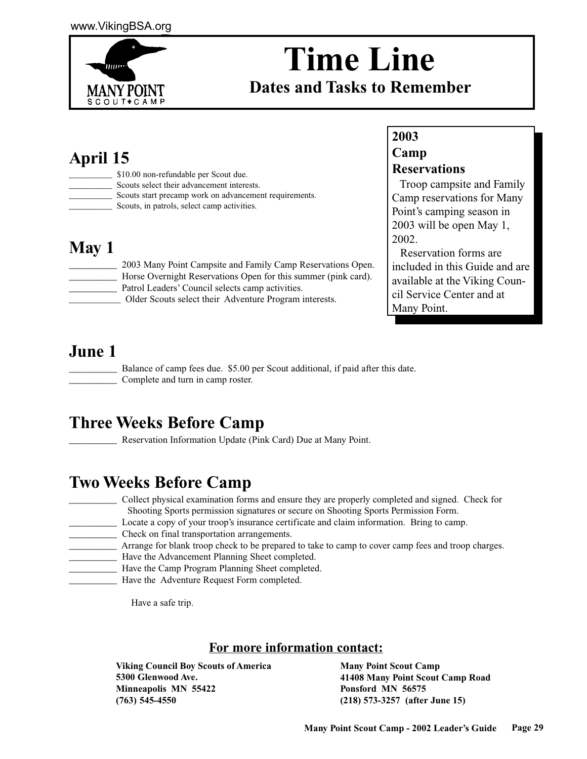# Time Line

## Dates and Tasks to Remember

MANY POINT SCOUT CAMP

### 2003 Camp Reservations

Troop campsite and Family Camp reservations for Many Point's camping season in 2003 will be open May 1, 2002.

Reservation forms are included in this Guide and are available at the Viking Council Service Center and at Many Point.

## April 15

__________ $10.00 non-refundable per Scout due.
__________ Scouts select their advancement interests.
__________ Scouts start precamp work on advancement requirements.
__________ Scouts, in patrols, select camp activities.

## May 1

__________ 2003 Many Point Campsite and Family Camp Reservations Open.
__________ Horse Overnight Reservations Open for this summer (pink card).
__________ Patrol Leaders' Council selects camp activities.
__________ Older Scouts select their Adventure Program interests.

## June 1

__________ Balance of camp fees due. $5.00 per Scout additional, if paid after this date.
__________ Complete and turn in camp roster.

## Three Weeks Before Camp

__________ Reservation Information Update (Pink Card) Due at Many Point.

## Two Weeks Before Camp

__________ Collect physical examination forms and ensure they are properly completed and signed. Check for Shooting Sports permission signatures or secure on Shooting Sports Permission Form.
__________ Locate a copy of your troop's insurance certificate and claim information. Bring to camp.
__________ Check on final transportation arrangements.
__________ Arrange for blank troop check to be prepared to take to camp to cover camp fees and troop charges.
__________ Have the Advancement Planning Sheet completed.
__________ Have the Camp Program Planning Sheet completed.
__________ Have the Adventure Request Form completed.

Have a safe trip.

**For more information contact:**

**Viking Council Boy Scouts of America**
**5300 Glenwood Ave.**
**Minneapolis MN 55422**
**(763) 545-4550**

**Many Point Scout Camp**
**41408 Many Point Scout Camp Road**
**Ponsford MN 56575**
**(218) 573-3257 (after June 15)**